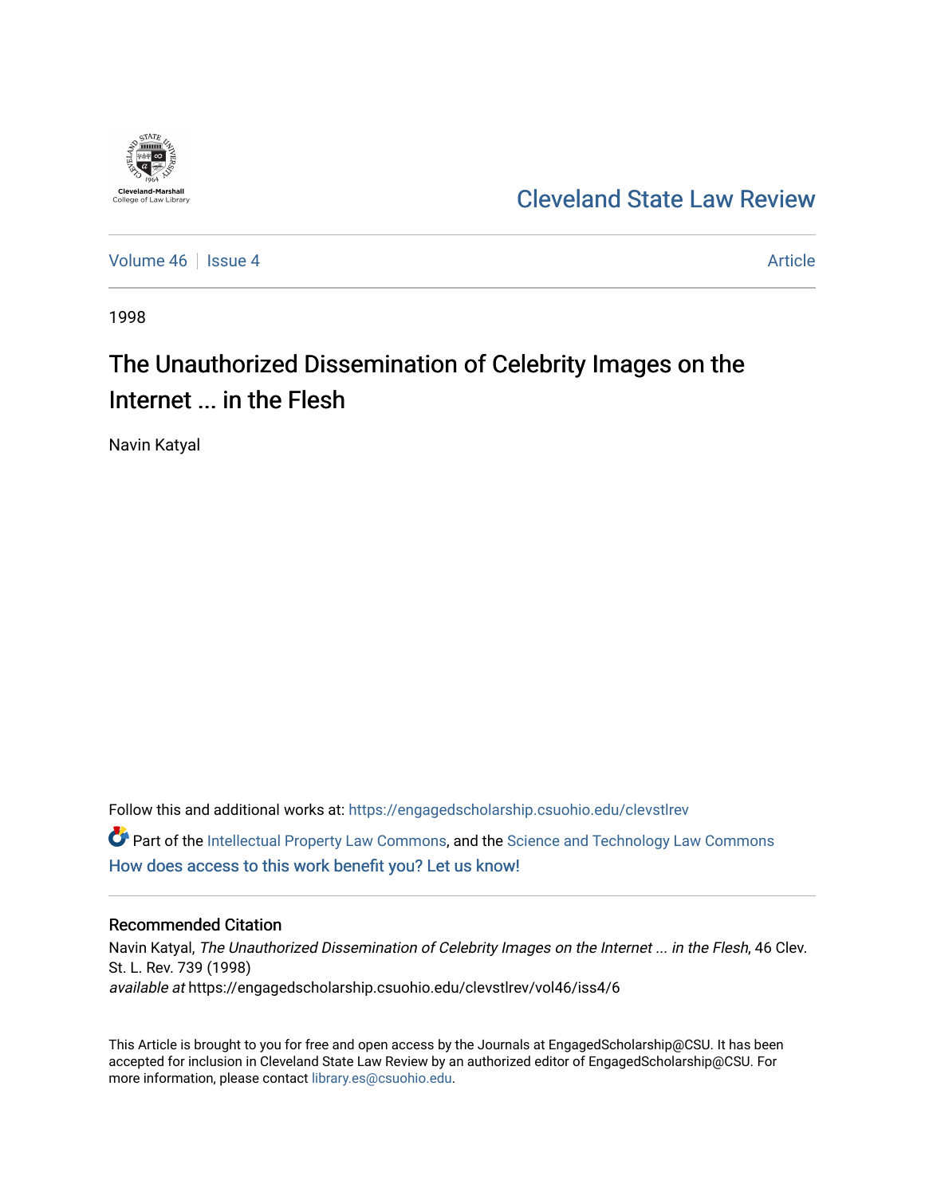Cleveland-Marshall College of Law Library

Cleveland State Law Review

Volume 46 | Issue 4

Article

1998

# The Unauthorized Dissemination of Celebrity Images on the Internet ... in the Flesh

Navin Katyal

Follow this and additional works at: https://engagedscholarship.csuohio.edu/clevstlrev

Part of the Intellectual Property Law Commons, and the Science and Technology Law Commons

How does access to this work benefit you? Let us know!

## Recommended Citation

Navin Katyal, *The Unauthorized Dissemination of Celebrity Images on the Internet ... in the Flesh*, 46 Clev. St. L. Rev. 739 (1998)

*available at* https://engagedscholarship.csuohio.edu/clevstlrev/vol46/iss4/6

This Article is brought to you for free and open access by the Journals at EngagedScholarship@CSU. It has been accepted for inclusion in Cleveland State Law Review by an authorized editor of EngagedScholarship@CSU. For more information, please contact library.es@csuohio.edu.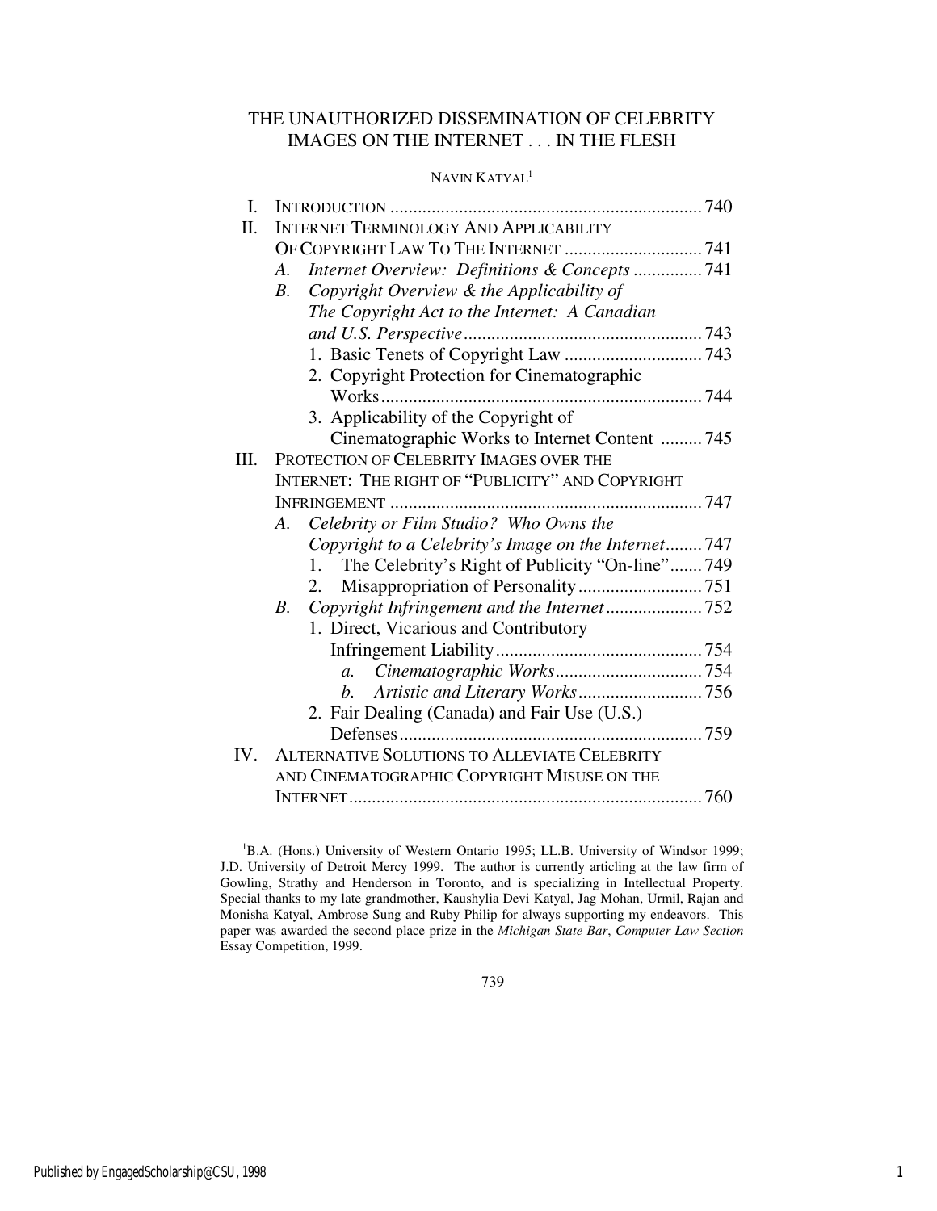# THE UNAUTHORIZED DISSEMINATION OF CELEBRITY IMAGES ON THE INTERNET . . . IN THE FLESH

NAVIN KATYAL[1]

| | | |
|---|---|---|
| I. | INTRODUCTION | 740 |
| II. | INTERNET TERMINOLOGY AND APPLICABILITY OF COPYRIGHT LAW TO THE INTERNET | 741 |
| | *A. Internet Overview: Definitions & Concepts* | 741 |
| | *B. Copyright Overview & the Applicability of The Copyright Act to the Internet: A Canadian and U.S. Perspective* | 743 |
| | 1. Basic Tenets of Copyright Law | 743 |
| | 2. Copyright Protection for Cinematographic Works | 744 |
| | 3. Applicability of the Copyright of Cinematographic Works to Internet Content | 745 |
| III. | PROTECTION OF CELEBRITY IMAGES OVER THE INTERNET: THE RIGHT OF "PUBLICITY" AND COPYRIGHT INFRINGEMENT | 747 |
| | *A. Celebrity or Film Studio? Who Owns the Copyright to a Celebrity's Image on the Internet* | 747 |
| | 1. The Celebrity's Right of Publicity "On-line" | 749 |
| | 2. Misappropriation of Personality | 751 |
| | *B. Copyright Infringement and the Internet* | 752 |
| | 1. Direct, Vicarious and Contributory Infringement Liability | 754 |
| | *a. Cinematographic Works* | 754 |
| | *b. Artistic and Literary Works* | 756 |
| | 2. Fair Dealing (Canada) and Fair Use (U.S.) Defenses | 759 |
| IV. | ALTERNATIVE SOLUTIONS TO ALLEVIATE CELEBRITY AND CINEMATOGRAPHIC COPYRIGHT MISUSE ON THE INTERNET | 760 |

[1] B.A. (Hons.) University of Western Ontario 1995; LL.B. University of Windsor 1999; J.D. University of Detroit Mercy 1999. The author is currently articling at the law firm of Gowling, Strathy and Henderson in Toronto, and is specializing in Intellectual Property. Special thanks to my late grandmother, Kaushylia Devi Katyal, Jag Mohan, Urmil, Rajan and Monisha Katyal, Ambrose Sung and Ruby Philip for always supporting my endeavors. This paper was awarded the second place prize in the *Michigan State Bar*, *Computer Law Section* Essay Competition, 1999.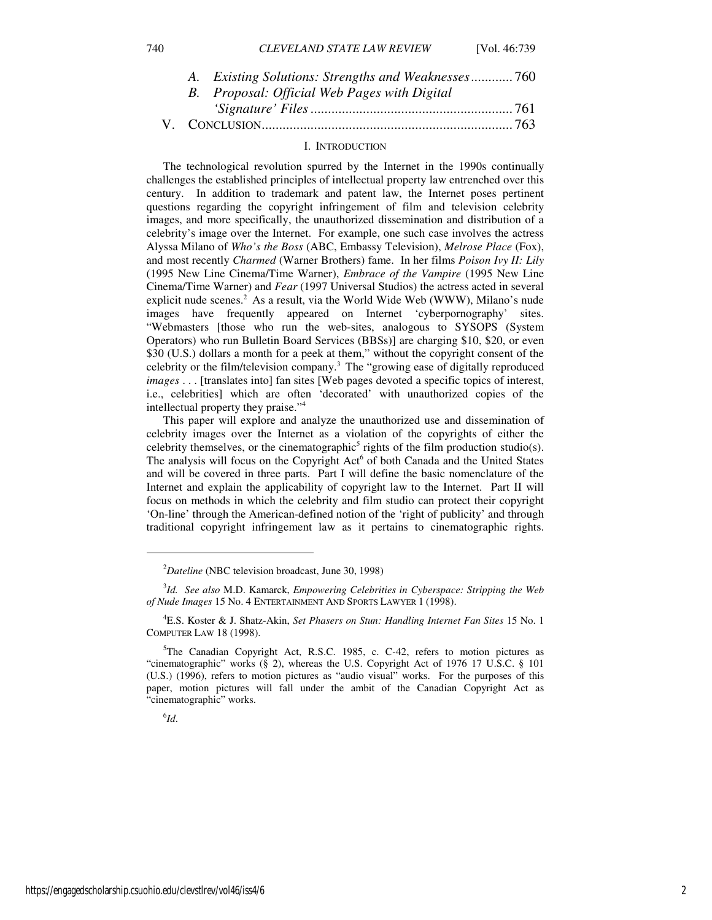A. *Existing Solutions: Strengths and Weaknesses* ............ 760
B. *Proposal: Official Web Pages with Digital 'Signature' Files* .......................................................... 761

V. CONCLUSION ....................................................................... 763

## I. INTRODUCTION

The technological revolution spurred by the Internet in the 1990s continually challenges the established principles of intellectual property law entrenched over this century. In addition to trademark and patent law, the Internet poses pertinent questions regarding the copyright infringement of film and television celebrity images, and more specifically, the unauthorized dissemination and distribution of a celebrity's image over the Internet. For example, one such case involves the actress Alyssa Milano of *Who's the Boss* (ABC, Embassy Television), *Melrose Place* (Fox), and most recently *Charmed* (Warner Brothers) fame. In her films *Poison Ivy II: Lily* (1995 New Line Cinema/Time Warner), *Embrace of the Vampire* (1995 New Line Cinema/Time Warner) and *Fear* (1997 Universal Studios) the actress acted in several explicit nude scenes.[2] As a result, via the World Wide Web (WWW), Milano's nude images have frequently appeared on Internet 'cyberpornography' sites. "Webmasters [those who run the web-sites, analogous to SYSOPS (System Operators) who run Bulletin Board Services (BBSs)] are charging $10, $20, or even $30 (U.S.) dollars a month for a peek at them," without the copyright consent of the celebrity or the film/television company.[3] The "growing ease of digitally reproduced *images* . . . [translates into] fan sites [Web pages devoted a specific topics of interest, i.e., celebrities] which are often 'decorated' with unauthorized copies of the intellectual property they praise."[4]

This paper will explore and analyze the unauthorized use and dissemination of celebrity images over the Internet as a violation of the copyrights of either the celebrity themselves, or the cinematographic[5] rights of the film production studio(s). The analysis will focus on the Copyright Act[6] of both Canada and the United States and will be covered in three parts. Part I will define the basic nomenclature of the Internet and explain the applicability of copyright law to the Internet. Part II will focus on methods in which the celebrity and film studio can protect their copyright 'On-line' through the American-defined notion of the 'right of publicity' and through traditional copyright infringement law as it pertains to cinematographic rights.

---

[2] *Dateline* (NBC television broadcast, June 30, 1998)

[3] *Id. See also* M.D. Kamarck, *Empowering Celebrities in Cyberspace: Stripping the Web of Nude Images* 15 No. 4 ENTERTAINMENT AND SPORTS LAWYER 1 (1998).

[4] E.S. Koster & J. Shatz-Akin, *Set Phasers on Stun: Handling Internet Fan Sites* 15 No. 1 COMPUTER LAW 18 (1998).

[5] The Canadian Copyright Act, R.S.C. 1985, c. C-42, refers to motion pictures as "cinematographic" works (§ 2), whereas the U.S. Copyright Act of 1976 17 U.S.C. § 101 (U.S.) (1996), refers to motion pictures as "audio visual" works. For the purposes of this paper, motion pictures will fall under the ambit of the Canadian Copyright Act as "cinematographic" works.

[6] *Id.*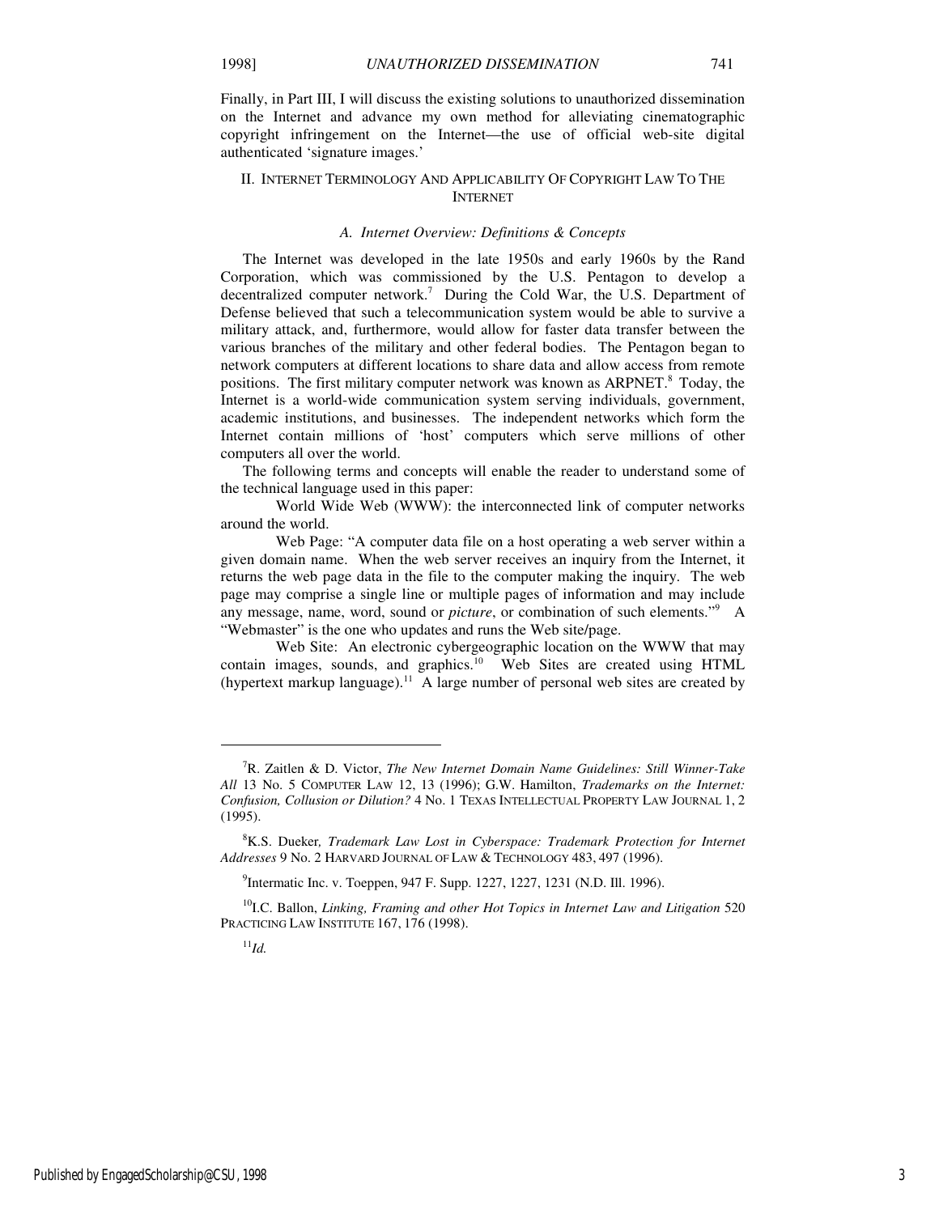Finally, in Part III, I will discuss the existing solutions to unauthorized dissemination on the Internet and advance my own method for alleviating cinematographic copyright infringement on the Internet—the use of official web-site digital authenticated 'signature images.'

## II. Internet Terminology And Applicability Of Copyright Law To The Internet

### *A. Internet Overview: Definitions & Concepts*

The Internet was developed in the late 1950s and early 1960s by the Rand Corporation, which was commissioned by the U.S. Pentagon to develop a decentralized computer network.[7] During the Cold War, the U.S. Department of Defense believed that such a telecommunication system would be able to survive a military attack, and, furthermore, would allow for faster data transfer between the various branches of the military and other federal bodies. The Pentagon began to network computers at different locations to share data and allow access from remote positions. The first military computer network was known as ARPNET.[8] Today, the Internet is a world-wide communication system serving individuals, government, academic institutions, and businesses. The independent networks which form the Internet contain millions of 'host' computers which serve millions of other computers all over the world.

The following terms and concepts will enable the reader to understand some of the technical language used in this paper:

World Wide Web (WWW): the interconnected link of computer networks around the world.

Web Page: "A computer data file on a host operating a web server within a given domain name. When the web server receives an inquiry from the Internet, it returns the web page data in the file to the computer making the inquiry. The web page may comprise a single line or multiple pages of information and may include any message, name, word, sound or *picture*, or combination of such elements."[9] A "Webmaster" is the one who updates and runs the Web site/page.

Web Site: An electronic cybergeographic location on the WWW that may contain images, sounds, and graphics.[10] Web Sites are created using HTML (hypertext markup language).[11] A large number of personal web sites are created by

---

[7] R. Zaitlen & D. Victor, *The New Internet Domain Name Guidelines: Still Winner-Take All* 13 No. 5 COMPUTER LAW 12, 13 (1996); G.W. Hamilton, *Trademarks on the Internet: Confusion, Collusion or Dilution?* 4 No. 1 TEXAS INTELLECTUAL PROPERTY LAW JOURNAL 1, 2 (1995).

[8] K.S. Dueker*, Trademark Law Lost in Cyberspace: Trademark Protection for Internet Addresses* 9 No. 2 HARVARD JOURNAL OF LAW & TECHNOLOGY 483, 497 (1996).

[9] Intermatic Inc. v. Toeppen, 947 F. Supp. 1227, 1227, 1231 (N.D. Ill. 1996).

[10] I.C. Ballon, *Linking, Framing and other Hot Topics in Internet Law and Litigation* 520 PRACTICING LAW INSTITUTE 167, 176 (1998).

[11] *Id.*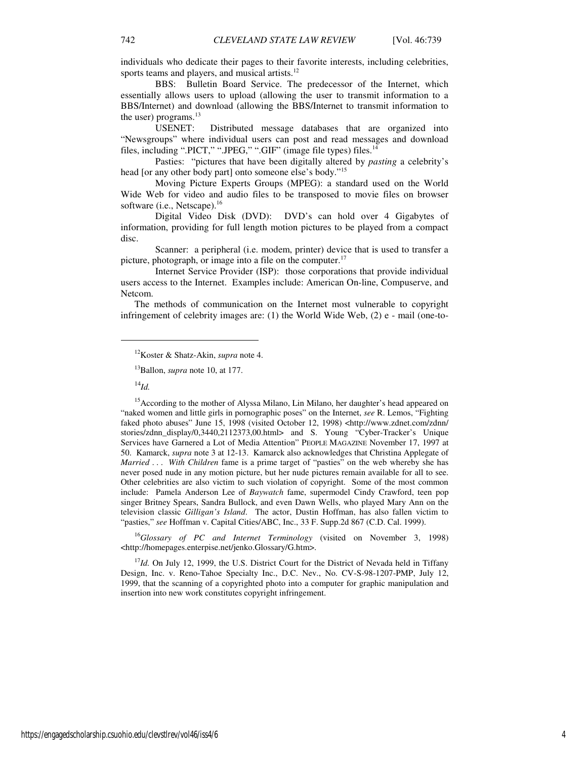individuals who dedicate their pages to their favorite interests, including celebrities, sports teams and players, and musical artists.[12]

BBS: Bulletin Board Service. The predecessor of the Internet, which essentially allows users to upload (allowing the user to transmit information to a BBS/Internet) and download (allowing the BBS/Internet to transmit information to the user) programs.[13]

USENET: Distributed message databases that are organized into "Newsgroups" where individual users can post and read messages and download files, including ".PICT," ".JPEG," ".GIF" (image file types) files.[14]

Pasties: "pictures that have been digitally altered by *pasting* a celebrity's head [or any other body part] onto someone else's body."[15]

Moving Picture Experts Groups (MPEG): a standard used on the World Wide Web for video and audio files to be transposed to movie files on browser software (i.e., Netscape).[16]

Digital Video Disk (DVD): DVD's can hold over 4 Gigabytes of information, providing for full length motion pictures to be played from a compact disc.

Scanner: a peripheral (i.e. modem, printer) device that is used to transfer a picture, photograph, or image into a file on the computer.[17]

Internet Service Provider (ISP): those corporations that provide individual users access to the Internet. Examples include: American On-line, Compuserve, and Netcom.

The methods of communication on the Internet most vulnerable to copyright infringement of celebrity images are: (1) the World Wide Web, (2) e - mail (one-to-

---

[12] Koster & Shatz-Akin, *supra* note 4.

[13] Ballon, *supra* note 10, at 177.

[14] *Id.*

[15] According to the mother of Alyssa Milano, Lin Milano, her daughter's head appeared on "naked women and little girls in pornographic poses" on the Internet, *see* R. Lemos, "Fighting faked photo abuses" June 15, 1998 (visited October 12, 1998) <http://www.zdnet.com/zdnn/stories/zdnn_display/0,3440,2112373,00.html> and S. Young "Cyber-Tracker's Unique Services have Garnered a Lot of Media Attention" PEOPLE MAGAZINE November 17, 1997 at 50. Kamarck, *supra* note 3 at 12-13. Kamarck also acknowledges that Christina Applegate of *Married . . . With Children* fame is a prime target of "pasties" on the web whereby she has never posed nude in any motion picture, but her nude pictures remain available for all to see. Other celebrities are also victim to such violation of copyright. Some of the most common include: Pamela Anderson Lee of *Baywatch* fame, supermodel Cindy Crawford, teen pop singer Britney Spears, Sandra Bullock, and even Dawn Wells, who played Mary Ann on the television classic *Gilligan's Island*. The actor, Dustin Hoffman, has also fallen victim to "pasties," *see* Hoffman v. Capital Cities/ABC, Inc., 33 F. Supp.2d 867 (C.D. Cal. 1999).

[16] *Glossary of PC and Internet Terminology* (visited on November 3, 1998) <http://homepages.enterpise.net/jenko.Glossary/G.htm>.

[17] *Id.* On July 12, 1999, the U.S. District Court for the District of Nevada held in Tiffany Design, Inc. v. Reno-Tahoe Specialty Inc., D.C. Nev., No. CV-S-98-1207-PMP, July 12, 1999, that the scanning of a copyrighted photo into a computer for graphic manipulation and insertion into new work constitutes copyright infringement.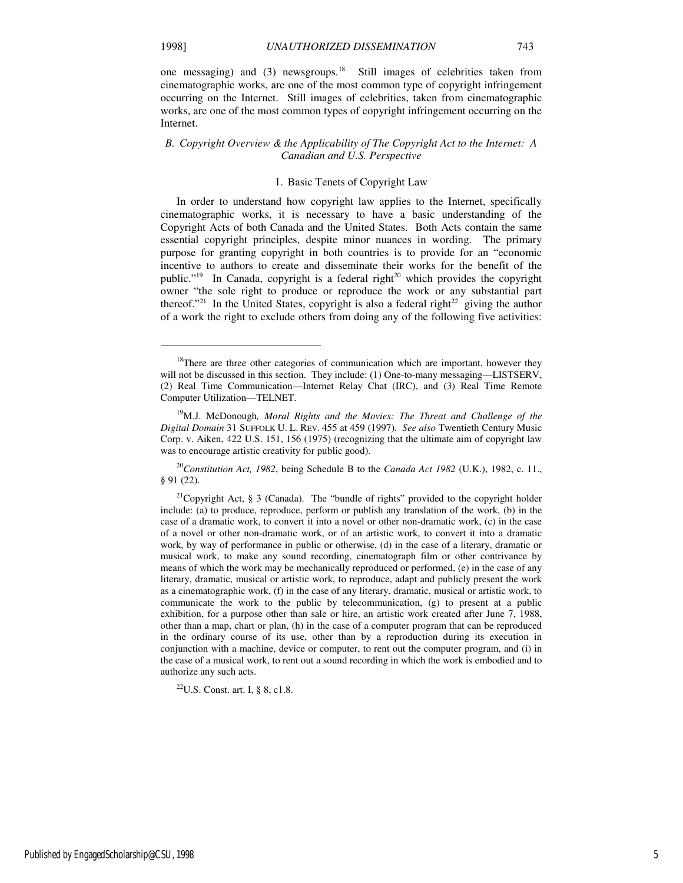one messaging) and (3) newsgroups.[18] Still images of celebrities taken from cinematographic works, are one of the most common type of copyright infringement occurring on the Internet. Still images of celebrities, taken from cinematographic works, are one of the most common types of copyright infringement occurring on the Internet.

### *B. Copyright Overview & the Applicability of The Copyright Act to the Internet: A Canadian and U.S. Perspective*

#### 1. Basic Tenets of Copyright Law

In order to understand how copyright law applies to the Internet, specifically cinematographic works, it is necessary to have a basic understanding of the Copyright Acts of both Canada and the United States. Both Acts contain the same essential copyright principles, despite minor nuances in wording. The primary purpose for granting copyright in both countries is to provide for an "economic incentive to authors to create and disseminate their works for the benefit of the public."[19] In Canada, copyright is a federal right[20] which provides the copyright owner "the sole right to produce or reproduce the work or any substantial part thereof."[21] In the United States, copyright is also a federal right[22] giving the author of a work the right to exclude others from doing any of the following five activities:

---

[18]There are three other categories of communication which are important, however they will not be discussed in this section. They include: (1) One-to-many messaging—LISTSERV, (2) Real Time Communication—Internet Relay Chat (IRC), and (3) Real Time Remote Computer Utilization—TELNET.

[19]M.J. McDonough*, Moral Rights and the Movies: The Threat and Challenge of the Digital Domain* 31 SUFFOLK U. L. REV. 455 at 459 (1997). *See also* Twentieth Century Music Corp. v. Aiken, 422 U.S. 151, 156 (1975) (recognizing that the ultimate aim of copyright law was to encourage artistic creativity for public good).

[20]*Constitution Act, 1982*, being Schedule B to the *Canada Act 1982* (U.K.), 1982, c. 11., § 91 (22).

[21]Copyright Act, § 3 (Canada). The "bundle of rights" provided to the copyright holder include: (a) to produce, reproduce, perform or publish any translation of the work, (b) in the case of a dramatic work, to convert it into a novel or other non-dramatic work, (c) in the case of a novel or other non-dramatic work, or of an artistic work, to convert it into a dramatic work, by way of performance in public or otherwise, (d) in the case of a literary, dramatic or musical work, to make any sound recording, cinematograph film or other contrivance by means of which the work may be mechanically reproduced or performed, (e) in the case of any literary, dramatic, musical or artistic work, to reproduce, adapt and publicly present the work as a cinematographic work, (f) in the case of any literary, dramatic, musical or artistic work, to communicate the work to the public by telecommunication, (g) to present at a public exhibition, for a purpose other than sale or hire, an artistic work created after June 7, 1988, other than a map, chart or plan, (h) in the case of a computer program that can be reproduced in the ordinary course of its use, other than by a reproduction during its execution in conjunction with a machine, device or computer, to rent out the computer program, and (i) in the case of a musical work, to rent out a sound recording in which the work is embodied and to authorize any such acts.

[22]U.S. Const. art. I, § 8, c1.8.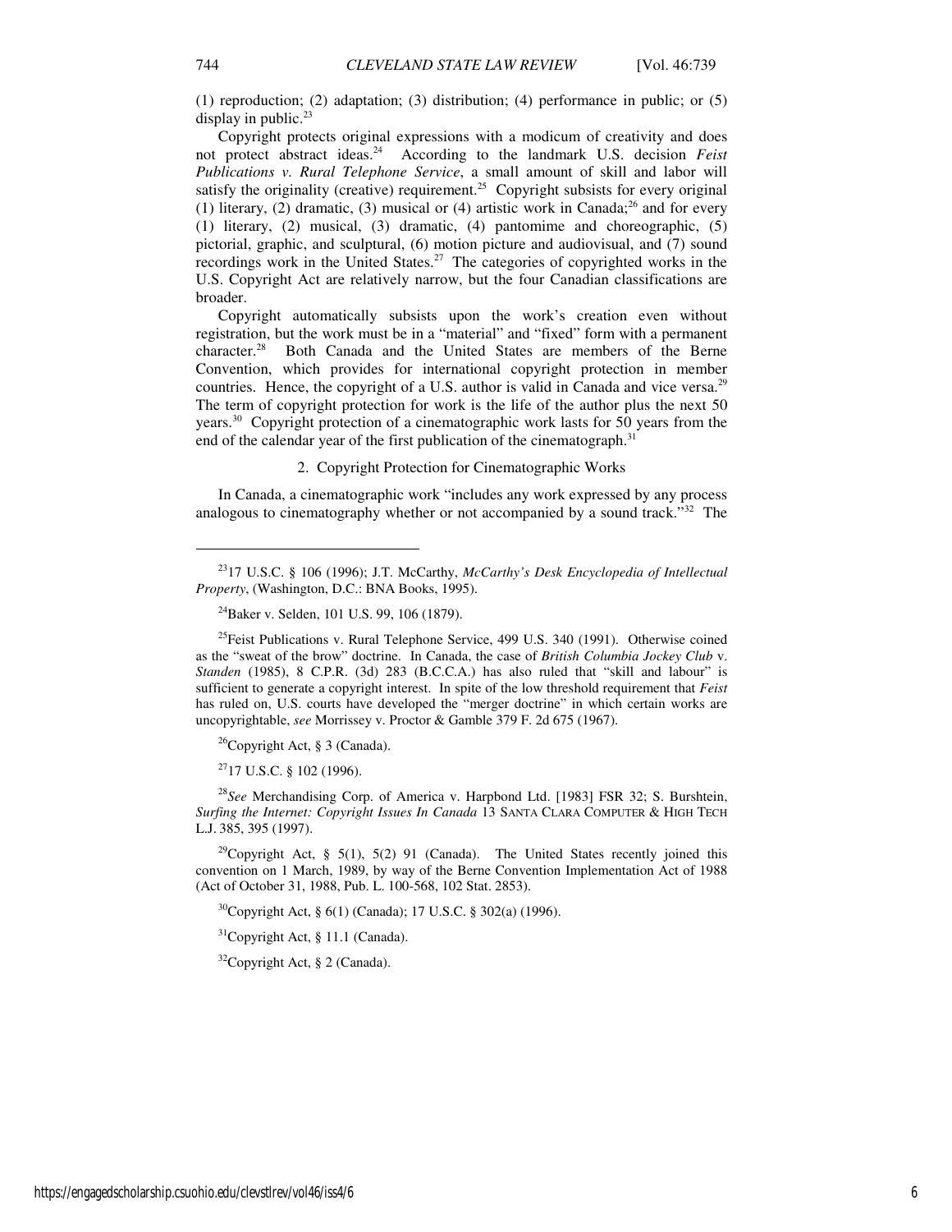(1) reproduction; (2) adaptation; (3) distribution; (4) performance in public; or (5) display in public.[23]

Copyright protects original expressions with a modicum of creativity and does not protect abstract ideas.[24] According to the landmark U.S. decision *Feist Publications v. Rural Telephone Service*, a small amount of skill and labor will satisfy the originality (creative) requirement.[25] Copyright subsists for every original (1) literary, (2) dramatic, (3) musical or (4) artistic work in Canada;[26] and for every (1) literary, (2) musical, (3) dramatic, (4) pantomime and choreographic, (5) pictorial, graphic, and sculptural, (6) motion picture and audiovisual, and (7) sound recordings work in the United States.[27] The categories of copyrighted works in the U.S. Copyright Act are relatively narrow, but the four Canadian classifications are broader.

Copyright automatically subsists upon the work's creation even without registration, but the work must be in a "material" and "fixed" form with a permanent character.[28] Both Canada and the United States are members of the Berne Convention, which provides for international copyright protection in member countries. Hence, the copyright of a U.S. author is valid in Canada and vice versa.[29] The term of copyright protection for work is the life of the author plus the next 50 years.[30] Copyright protection of a cinematographic work lasts for 50 years from the end of the calendar year of the first publication of the cinematograph.[31]

### 2. Copyright Protection for Cinematographic Works

In Canada, a cinematographic work "includes any work expressed by any process analogous to cinematography whether or not accompanied by a sound track."[32] The

---

[23] 17 U.S.C. § 106 (1996); J.T. McCarthy, *McCarthy's Desk Encyclopedia of Intellectual Property*, (Washington, D.C.: BNA Books, 1995).

[24] Baker v. Selden, 101 U.S. 99, 106 (1879).

[25] Feist Publications v. Rural Telephone Service, 499 U.S. 340 (1991). Otherwise coined as the "sweat of the brow" doctrine. In Canada, the case of *British Columbia Jockey Club* v. *Standen* (1985), 8 C.P.R. (3d) 283 (B.C.C.A.) has also ruled that "skill and labour" is sufficient to generate a copyright interest. In spite of the low threshold requirement that *Feist* has ruled on, U.S. courts have developed the "merger doctrine" in which certain works are uncopyrightable, *see* Morrissey v. Proctor & Gamble 379 F. 2d 675 (1967).

[26] Copyright Act, § 3 (Canada).

[27] 17 U.S.C. § 102 (1996).

[28] *See* Merchandising Corp. of America v. Harpbond Ltd. [1983] FSR 32; S. Burshtein, *Surfing the Internet: Copyright Issues In Canada* 13 SANTA CLARA COMPUTER & HIGH TECH L.J. 385, 395 (1997).

[29] Copyright Act, § 5(1), 5(2) 91 (Canada). The United States recently joined this convention on 1 March, 1989, by way of the Berne Convention Implementation Act of 1988 (Act of October 31, 1988, Pub. L. 100-568, 102 Stat. 2853).

[30] Copyright Act, § 6(1) (Canada); 17 U.S.C. § 302(a) (1996).

[31] Copyright Act, § 11.1 (Canada).

[32] Copyright Act, § 2 (Canada).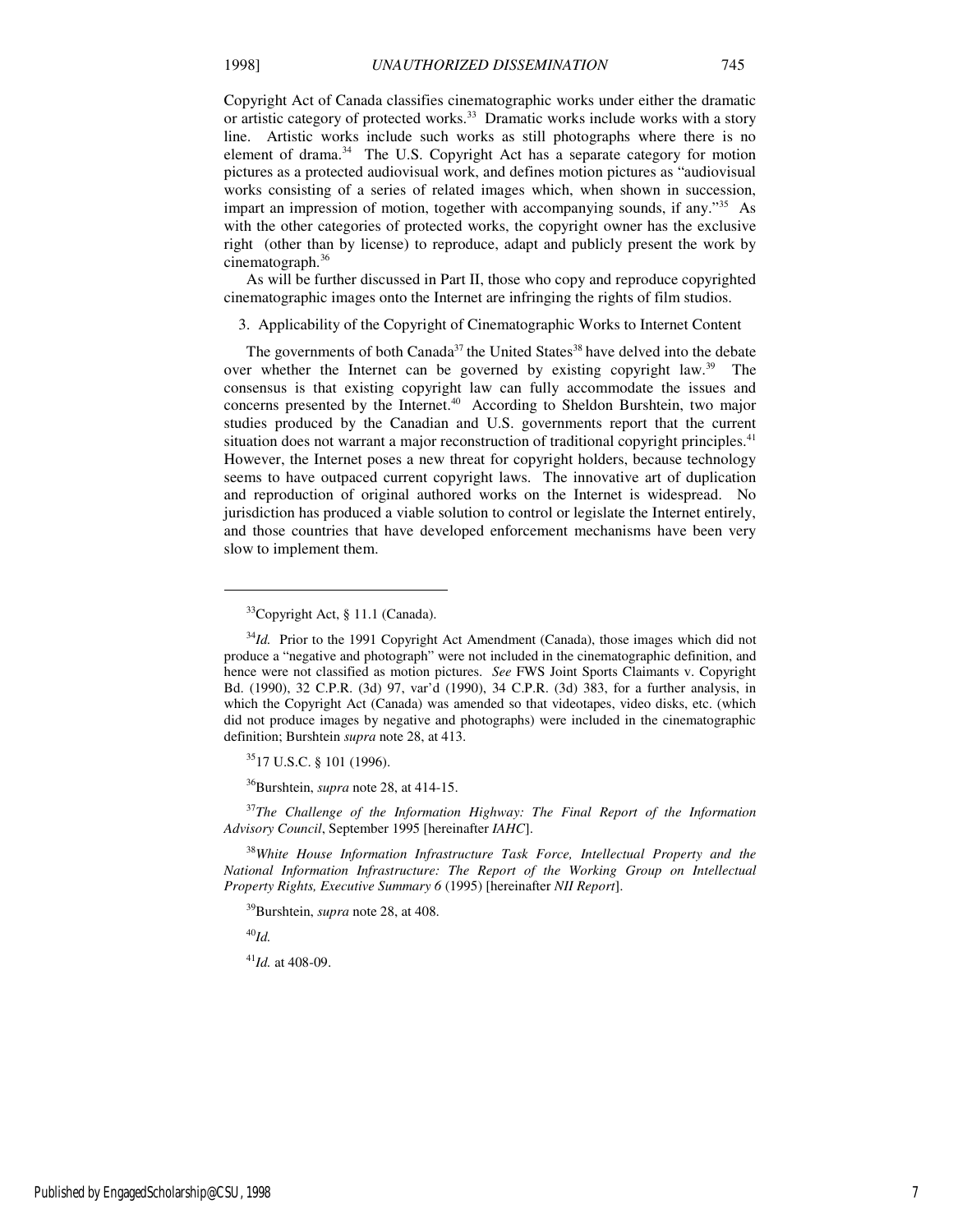Copyright Act of Canada classifies cinematographic works under either the dramatic or artistic category of protected works.[33] Dramatic works include works with a story line. Artistic works include such works as still photographs where there is no element of drama.[34] The U.S. Copyright Act has a separate category for motion pictures as a protected audiovisual work, and defines motion pictures as "audiovisual works consisting of a series of related images which, when shown in succession, impart an impression of motion, together with accompanying sounds, if any."[35] As with the other categories of protected works, the copyright owner has the exclusive right (other than by license) to reproduce, adapt and publicly present the work by cinematograph.[36]

As will be further discussed in Part II, those who copy and reproduce copyrighted cinematographic images onto the Internet are infringing the rights of film studios.

3. Applicability of the Copyright of Cinematographic Works to Internet Content

The governments of both Canada[37] the United States[38] have delved into the debate over whether the Internet can be governed by existing copyright law.[39] The consensus is that existing copyright law can fully accommodate the issues and concerns presented by the Internet.[40] According to Sheldon Burshtein, two major studies produced by the Canadian and U.S. governments report that the current situation does not warrant a major reconstruction of traditional copyright principles.[41] However, the Internet poses a new threat for copyright holders, because technology seems to have outpaced current copyright laws. The innovative art of duplication and reproduction of original authored works on the Internet is widespread. No jurisdiction has produced a viable solution to control or legislate the Internet entirely, and those countries that have developed enforcement mechanisms have been very slow to implement them.

---

[33]Copyright Act, § 11.1 (Canada).

[34]*Id.* Prior to the 1991 Copyright Act Amendment (Canada), those images which did not produce a "negative and photograph" were not included in the cinematographic definition, and hence were not classified as motion pictures. *See* FWS Joint Sports Claimants v. Copyright Bd. (1990), 32 C.P.R. (3d) 97, var'd (1990), 34 C.P.R. (3d) 383, for a further analysis, in which the Copyright Act (Canada) was amended so that videotapes, video disks, etc. (which did not produce images by negative and photographs) were included in the cinematographic definition; Burshtein *supra* note 28, at 413.

[35]17 U.S.C. § 101 (1996).

[36]Burshtein, *supra* note 28, at 414-15.

[37]*The Challenge of the Information Highway: The Final Report of the Information Advisory Council*, September 1995 [hereinafter *IAHC*].

[38]*White House Information Infrastructure Task Force, Intellectual Property and the National Information Infrastructure: The Report of the Working Group on Intellectual Property Rights, Executive Summary 6* (1995) [hereinafter *NII Report*].

[39]Burshtein, *supra* note 28, at 408.

[40]*Id.*

[41]*Id.* at 408-09.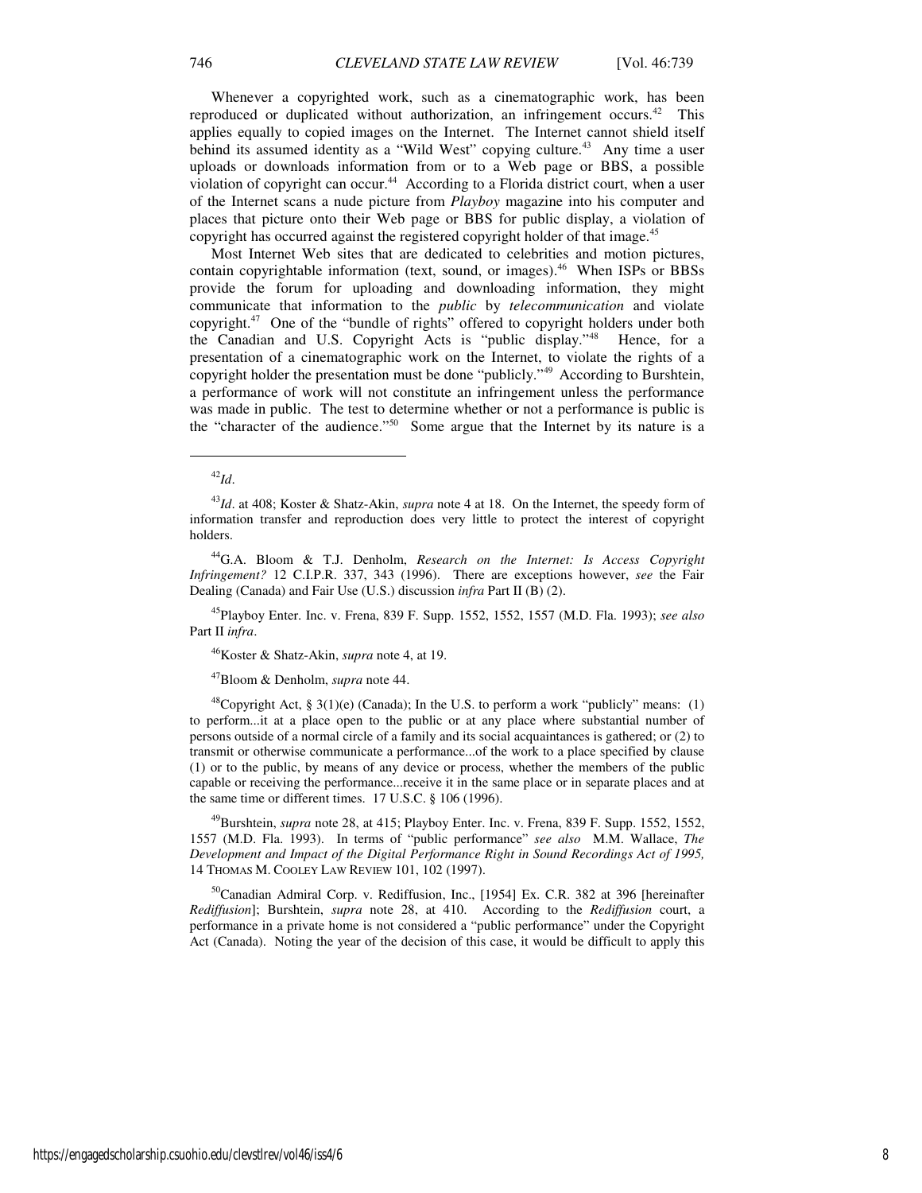Whenever a copyrighted work, such as a cinematographic work, has been reproduced or duplicated without authorization, an infringement occurs.[42] This applies equally to copied images on the Internet. The Internet cannot shield itself behind its assumed identity as a "Wild West" copying culture.[43] Any time a user uploads or downloads information from or to a Web page or BBS, a possible violation of copyright can occur.[44] According to a Florida district court, when a user of the Internet scans a nude picture from *Playboy* magazine into his computer and places that picture onto their Web page or BBS for public display, a violation of copyright has occurred against the registered copyright holder of that image.[45]

Most Internet Web sites that are dedicated to celebrities and motion pictures, contain copyrightable information (text, sound, or images).[46] When ISPs or BBSs provide the forum for uploading and downloading information, they might communicate that information to the *public* by *telecommunication* and violate copyright.[47] One of the "bundle of rights" offered to copyright holders under both the Canadian and U.S. Copyright Acts is "public display."[48] Hence, for a presentation of a cinematographic work on the Internet, to violate the rights of a copyright holder the presentation must be done "publicly."[49] According to Burshtein, a performance of work will not constitute an infringement unless the performance was made in public. The test to determine whether or not a performance is public is the "character of the audience."[50] Some argue that the Internet by its nature is a

---

[42]*Id*.

[43]*Id*. at 408; Koster & Shatz-Akin, *supra* note 4 at 18. On the Internet, the speedy form of information transfer and reproduction does very little to protect the interest of copyright holders.

[44]G.A. Bloom & T.J. Denholm, *Research on the Internet: Is Access Copyright Infringement?* 12 C.I.P.R. 337, 343 (1996). There are exceptions however, *see* the Fair Dealing (Canada) and Fair Use (U.S.) discussion *infra* Part II (B) (2).

[45]Playboy Enter. Inc. v. Frena, 839 F. Supp. 1552, 1552, 1557 (M.D. Fla. 1993); *see also* Part II *infra*.

[46]Koster & Shatz-Akin, *supra* note 4, at 19.

[47]Bloom & Denholm, *supra* note 44.

[48]Copyright Act, § 3(1)(e) (Canada); In the U.S. to perform a work "publicly" means: (1) to perform...it at a place open to the public or at any place where substantial number of persons outside of a normal circle of a family and its social acquaintances is gathered; or (2) to transmit or otherwise communicate a performance...of the work to a place specified by clause (1) or to the public, by means of any device or process, whether the members of the public capable or receiving the performance...receive it in the same place or in separate places and at the same time or different times. 17 U.S.C. § 106 (1996).

[49]Burshtein, *supra* note 28, at 415; Playboy Enter. Inc. v. Frena, 839 F. Supp. 1552, 1552, 1557 (M.D. Fla. 1993). In terms of "public performance" *see also* M.M. Wallace, *The Development and Impact of the Digital Performance Right in Sound Recordings Act of 1995,* 14 THOMAS M. COOLEY LAW REVIEW 101, 102 (1997).

[50]Canadian Admiral Corp. v. Rediffusion, Inc., [1954] Ex. C.R. 382 at 396 [hereinafter *Rediffusion*]; Burshtein, *supra* note 28, at 410. According to the *Rediffusion* court, a performance in a private home is not considered a "public performance" under the Copyright Act (Canada). Noting the year of the decision of this case, it would be difficult to apply this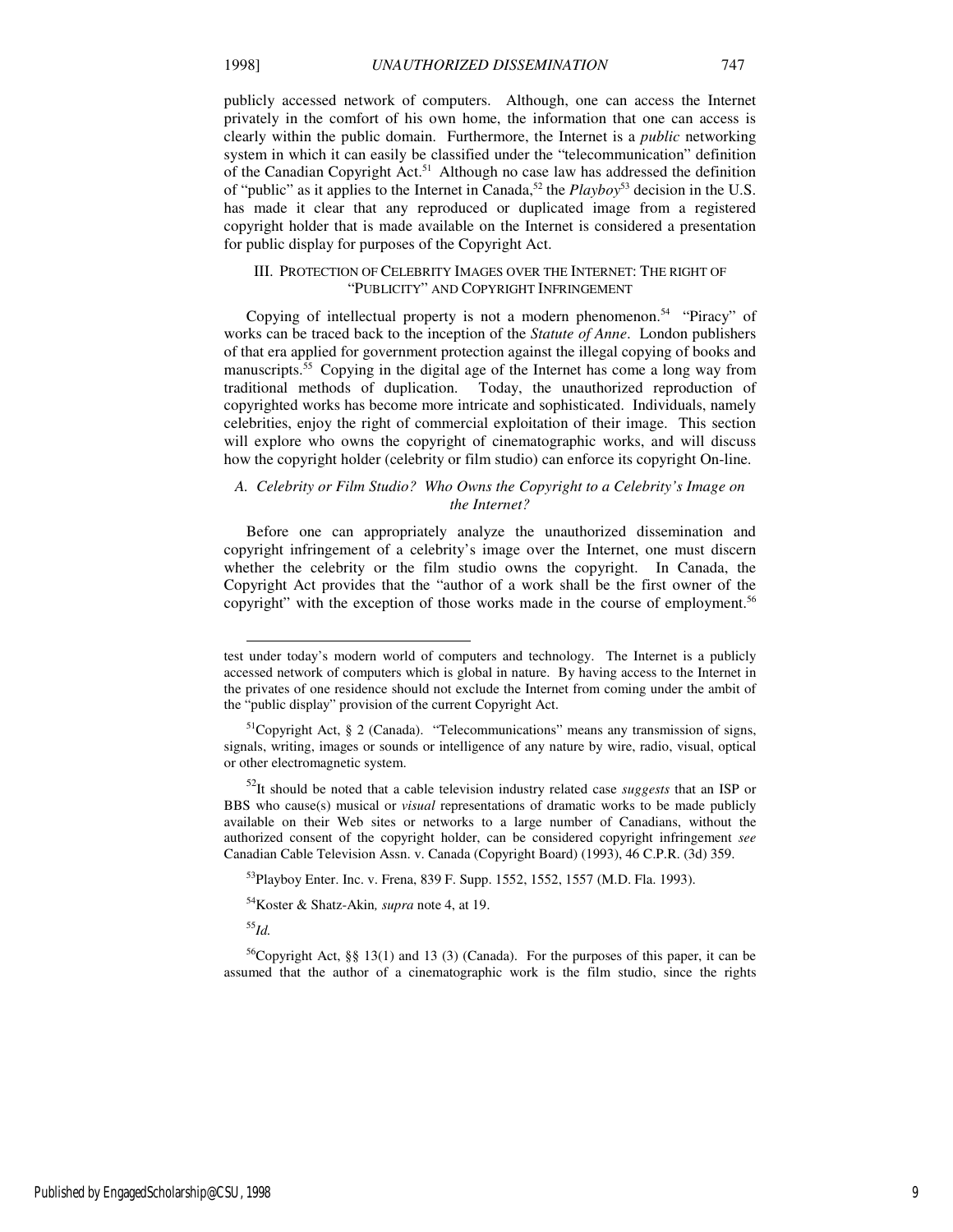publicly accessed network of computers. Although, one can access the Internet privately in the comfort of his own home, the information that one can access is clearly within the public domain. Furthermore, the Internet is a *public* networking system in which it can easily be classified under the "telecommunication" definition of the Canadian Copyright Act.[51] Although no case law has addressed the definition of "public" as it applies to the Internet in Canada,[52] the *Playboy*[53] decision in the U.S. has made it clear that any reproduced or duplicated image from a registered copyright holder that is made available on the Internet is considered a presentation for public display for purposes of the Copyright Act.

## III. Protection of Celebrity Images over the Internet: The right of "Publicity" and Copyright Infringement

Copying of intellectual property is not a modern phenomenon.[54] "Piracy" of works can be traced back to the inception of the *Statute of Anne*. London publishers of that era applied for government protection against the illegal copying of books and manuscripts.[55] Copying in the digital age of the Internet has come a long way from traditional methods of duplication. Today, the unauthorized reproduction of copyrighted works has become more intricate and sophisticated. Individuals, namely celebrities, enjoy the right of commercial exploitation of their image. This section will explore who owns the copyright of cinematographic works, and will discuss how the copyright holder (celebrity or film studio) can enforce its copyright On-line.

### *A. Celebrity or Film Studio? Who Owns the Copyright to a Celebrity's Image on the Internet?*

Before one can appropriately analyze the unauthorized dissemination and copyright infringement of a celebrity's image over the Internet, one must discern whether the celebrity or the film studio owns the copyright. In Canada, the Copyright Act provides that the "author of a work shall be the first owner of the copyright" with the exception of those works made in the course of employment.[56]

---

test under today's modern world of computers and technology. The Internet is a publicly accessed network of computers which is global in nature. By having access to the Internet in the privates of one residence should not exclude the Internet from coming under the ambit of the "public display" provision of the current Copyright Act.

[51]Copyright Act, § 2 (Canada). "Telecommunications" means any transmission of signs, signals, writing, images or sounds or intelligence of any nature by wire, radio, visual, optical or other electromagnetic system.

[52]It should be noted that a cable television industry related case *suggests* that an ISP or BBS who cause(s) musical or *visual* representations of dramatic works to be made publicly available on their Web sites or networks to a large number of Canadians, without the authorized consent of the copyright holder, can be considered copyright infringement *see* Canadian Cable Television Assn. v. Canada (Copyright Board) (1993), 46 C.P.R. (3d) 359.

[53]Playboy Enter. Inc. v. Frena, 839 F. Supp. 1552, 1552, 1557 (M.D. Fla. 1993).

[54]Koster & Shatz-Akin*, supra* note 4, at 19.

[55]*Id.*

[56]Copyright Act, §§ 13(1) and 13 (3) (Canada). For the purposes of this paper, it can be assumed that the author of a cinematographic work is the film studio, since the rights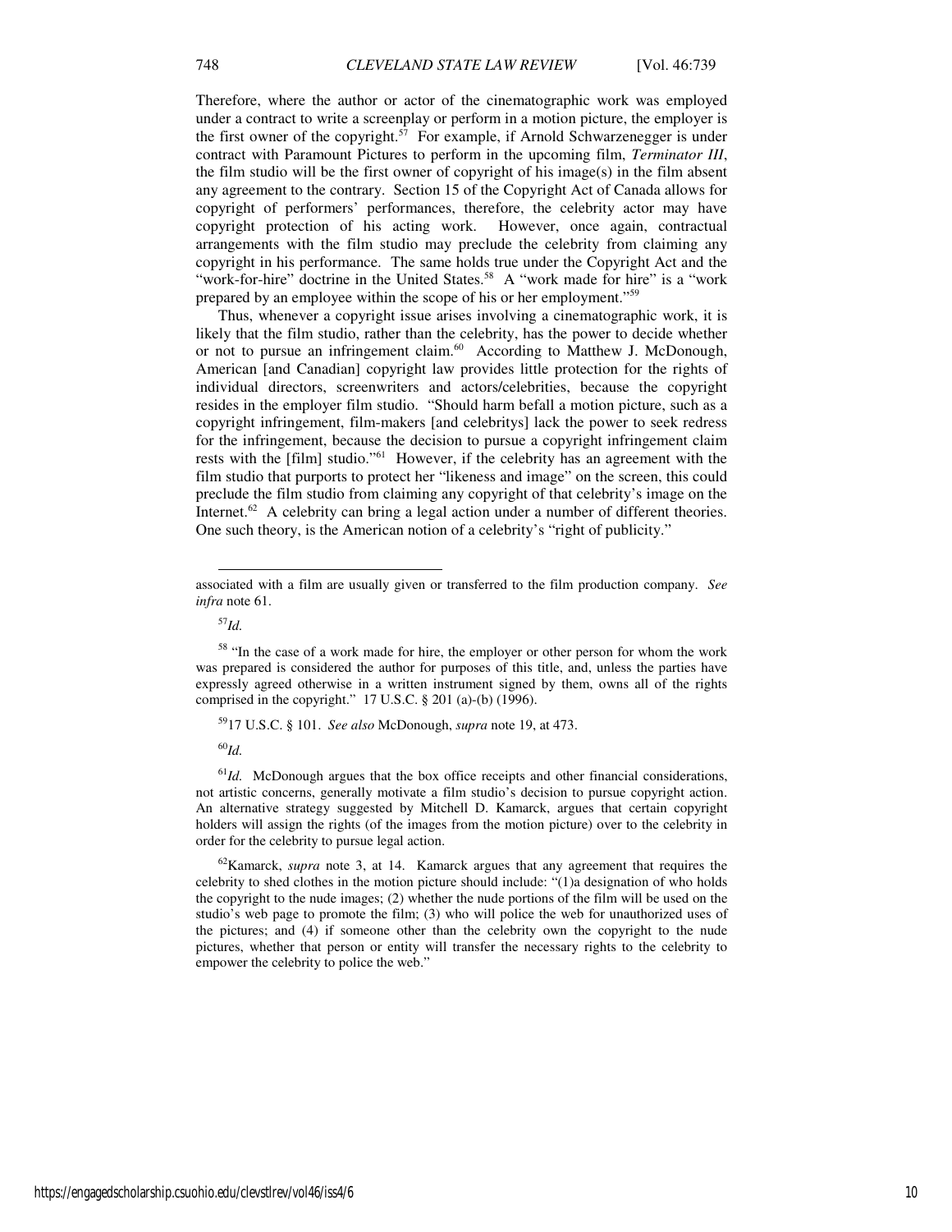Therefore, where the author or actor of the cinematographic work was employed under a contract to write a screenplay or perform in a motion picture, the employer is the first owner of the copyright.[57] For example, if Arnold Schwarzenegger is under contract with Paramount Pictures to perform in the upcoming film, *Terminator III*, the film studio will be the first owner of copyright of his image(s) in the film absent any agreement to the contrary. Section 15 of the Copyright Act of Canada allows for copyright of performers' performances, therefore, the celebrity actor may have copyright protection of his acting work. However, once again, contractual arrangements with the film studio may preclude the celebrity from claiming any copyright in his performance. The same holds true under the Copyright Act and the "work-for-hire" doctrine in the United States.[58] A "work made for hire" is a "work prepared by an employee within the scope of his or her employment."[59]

Thus, whenever a copyright issue arises involving a cinematographic work, it is likely that the film studio, rather than the celebrity, has the power to decide whether or not to pursue an infringement claim.[60] According to Matthew J. McDonough, American [and Canadian] copyright law provides little protection for the rights of individual directors, screenwriters and actors/celebrities, because the copyright resides in the employer film studio. "Should harm befall a motion picture, such as a copyright infringement, film-makers [and celebritys] lack the power to seek redress for the infringement, because the decision to pursue a copyright infringement claim rests with the [film] studio."[61] However, if the celebrity has an agreement with the film studio that purports to protect her "likeness and image" on the screen, this could preclude the film studio from claiming any copyright of that celebrity's image on the Internet.[62] A celebrity can bring a legal action under a number of different theories. One such theory, is the American notion of a celebrity's "right of publicity."

---

associated with a film are usually given or transferred to the film production company. *See infra* note 61.

[57] *Id.*

[58] "In the case of a work made for hire, the employer or other person for whom the work was prepared is considered the author for purposes of this title, and, unless the parties have expressly agreed otherwise in a written instrument signed by them, owns all of the rights comprised in the copyright." 17 U.S.C. § 201 (a)-(b) (1996).

[59] 17 U.S.C. § 101. *See also* McDonough, *supra* note 19, at 473.

[60] *Id.*

[61] *Id.* McDonough argues that the box office receipts and other financial considerations, not artistic concerns, generally motivate a film studio's decision to pursue copyright action. An alternative strategy suggested by Mitchell D. Kamarck, argues that certain copyright holders will assign the rights (of the images from the motion picture) over to the celebrity in order for the celebrity to pursue legal action.

[62] Kamarck, *supra* note 3, at 14. Kamarck argues that any agreement that requires the celebrity to shed clothes in the motion picture should include: "(1)a designation of who holds the copyright to the nude images; (2) whether the nude portions of the film will be used on the studio's web page to promote the film; (3) who will police the web for unauthorized uses of the pictures; and (4) if someone other than the celebrity own the copyright to the nude pictures, whether that person or entity will transfer the necessary rights to the celebrity to empower the celebrity to police the web."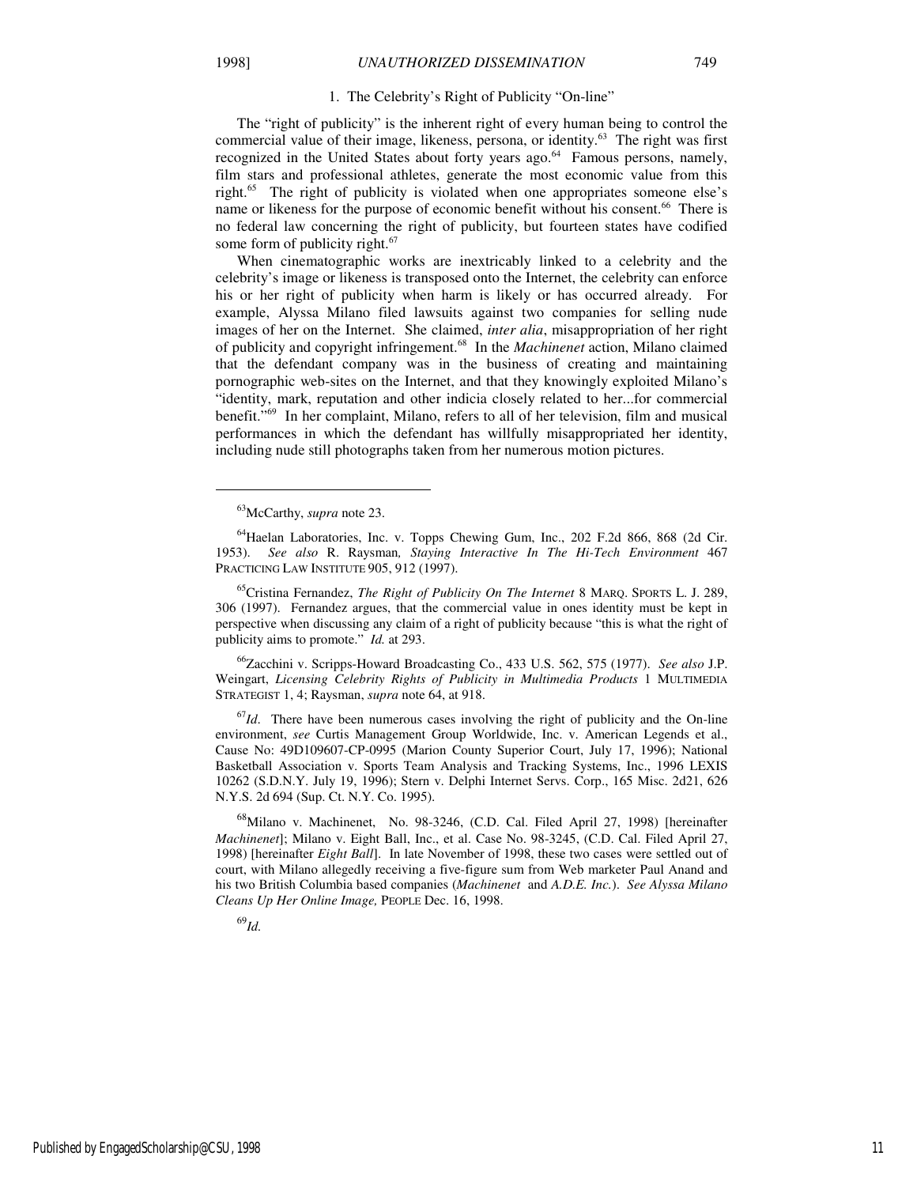### 1. The Celebrity's Right of Publicity "On-line"

The "right of publicity" is the inherent right of every human being to control the commercial value of their image, likeness, persona, or identity.[63] The right was first recognized in the United States about forty years ago.[64] Famous persons, namely, film stars and professional athletes, generate the most economic value from this right.[65] The right of publicity is violated when one appropriates someone else's name or likeness for the purpose of economic benefit without his consent.[66] There is no federal law concerning the right of publicity, but fourteen states have codified some form of publicity right.[67]

When cinematographic works are inextricably linked to a celebrity and the celebrity's image or likeness is transposed onto the Internet, the celebrity can enforce his or her right of publicity when harm is likely or has occurred already. For example, Alyssa Milano filed lawsuits against two companies for selling nude images of her on the Internet. She claimed, *inter alia*, misappropriation of her right of publicity and copyright infringement.[68] In the *Machinenet* action, Milano claimed that the defendant company was in the business of creating and maintaining pornographic web-sites on the Internet, and that they knowingly exploited Milano's "identity, mark, reputation and other indicia closely related to her...for commercial benefit."[69] In her complaint, Milano, refers to all of her television, film and musical performances in which the defendant has willfully misappropriated her identity, including nude still photographs taken from her numerous motion pictures.

---

[63] McCarthy, *supra* note 23.

[64] Haelan Laboratories, Inc. v. Topps Chewing Gum, Inc., 202 F.2d 866, 868 (2d Cir. 1953). *See also* R. Raysman*, Staying Interactive In The Hi-Tech Environment* 467 PRACTICING LAW INSTITUTE 905, 912 (1997).

[65] Cristina Fernandez, *The Right of Publicity On The Internet* 8 MARQ. SPORTS L. J. 289, 306 (1997). Fernandez argues, that the commercial value in ones identity must be kept in perspective when discussing any claim of a right of publicity because "this is what the right of publicity aims to promote." *Id.* at 293.

[66] Zacchini v. Scripps-Howard Broadcasting Co., 433 U.S. 562, 575 (1977). *See also* J.P. Weingart, *Licensing Celebrity Rights of Publicity in Multimedia Products* 1 MULTIMEDIA STRATEGIST 1, 4; Raysman, *supra* note 64, at 918.

[67] *Id*. There have been numerous cases involving the right of publicity and the On-line environment, *see* Curtis Management Group Worldwide, Inc. v. American Legends et al., Cause No: 49D109607-CP-0995 (Marion County Superior Court, July 17, 1996); National Basketball Association v. Sports Team Analysis and Tracking Systems, Inc., 1996 LEXIS 10262 (S.D.N.Y. July 19, 1996); Stern v. Delphi Internet Servs. Corp., 165 Misc. 2d21, 626 N.Y.S. 2d 694 (Sup. Ct. N.Y. Co. 1995).

[68] Milano v. Machinenet, No. 98-3246, (C.D. Cal. Filed April 27, 1998) [hereinafter *Machinenet*]; Milano v. Eight Ball, Inc., et al. Case No. 98-3245, (C.D. Cal. Filed April 27, 1998) [hereinafter *Eight Ball*]. In late November of 1998, these two cases were settled out of court, with Milano allegedly receiving a five-figure sum from Web marketer Paul Anand and his two British Columbia based companies (*Machinenet* and *A.D.E. Inc.*). *See Alyssa Milano Cleans Up Her Online Image,* PEOPLE Dec. 16, 1998.

[69] *Id.*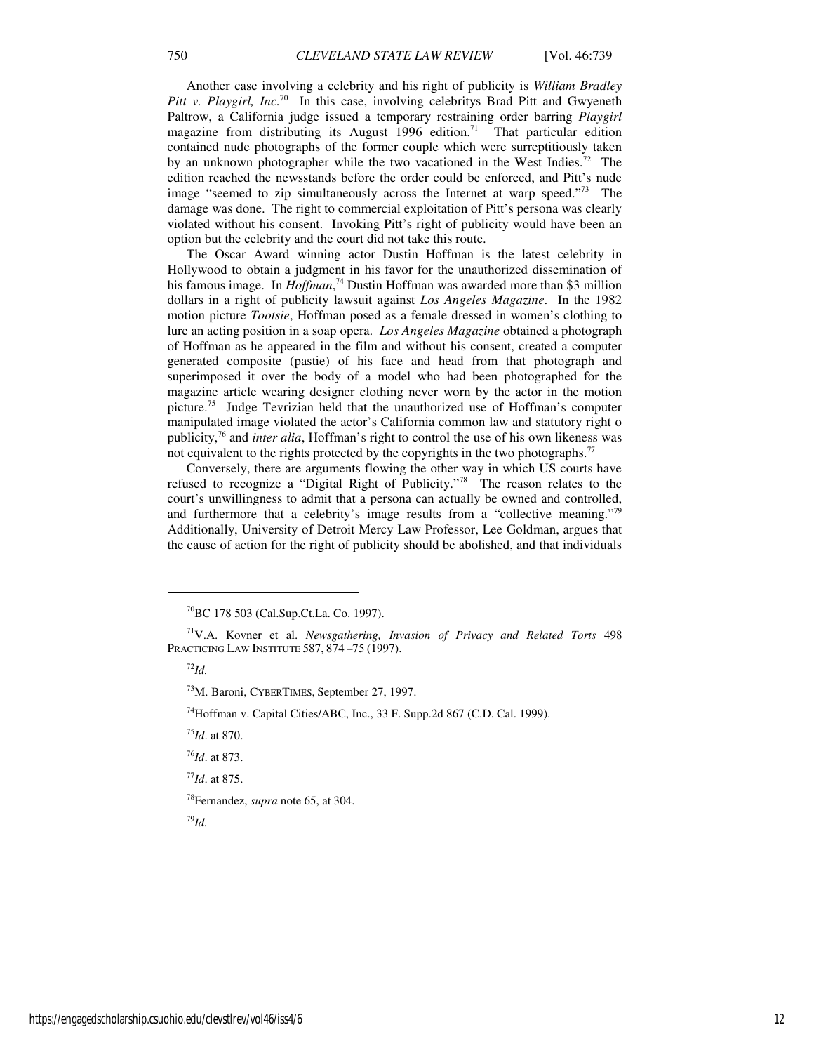Another case involving a celebrity and his right of publicity is *William Bradley Pitt v. Playgirl, Inc.*[70] In this case, involving celebritys Brad Pitt and Gwyeneth Paltrow, a California judge issued a temporary restraining order barring *Playgirl* magazine from distributing its August 1996 edition.[71] That particular edition contained nude photographs of the former couple which were surreptitiously taken by an unknown photographer while the two vacationed in the West Indies.[72] The edition reached the newsstands before the order could be enforced, and Pitt's nude image "seemed to zip simultaneously across the Internet at warp speed."[73] The damage was done. The right to commercial exploitation of Pitt's persona was clearly violated without his consent. Invoking Pitt's right of publicity would have been an option but the celebrity and the court did not take this route.

The Oscar Award winning actor Dustin Hoffman is the latest celebrity in Hollywood to obtain a judgment in his favor for the unauthorized dissemination of his famous image. In *Hoffman*,[74] Dustin Hoffman was awarded more than $3 million dollars in a right of publicity lawsuit against *Los Angeles Magazine*. In the 1982 motion picture *Tootsie*, Hoffman posed as a female dressed in women's clothing to lure an acting position in a soap opera. *Los Angeles Magazine* obtained a photograph of Hoffman as he appeared in the film and without his consent, created a computer generated composite (pastie) of his face and head from that photograph and superimposed it over the body of a model who had been photographed for the magazine article wearing designer clothing never worn by the actor in the motion picture.[75] Judge Tevrizian held that the unauthorized use of Hoffman's computer manipulated image violated the actor's California common law and statutory right o publicity,[76] and *inter alia*, Hoffman's right to control the use of his own likeness was not equivalent to the rights protected by the copyrights in the two photographs.[77]

Conversely, there are arguments flowing the other way in which US courts have refused to recognize a "Digital Right of Publicity."[78] The reason relates to the court's unwillingness to admit that a persona can actually be owned and controlled, and furthermore that a celebrity's image results from a "collective meaning."[79] Additionally, University of Detroit Mercy Law Professor, Lee Goldman, argues that the cause of action for the right of publicity should be abolished, and that individuals

---

[70] BC 178 503 (Cal.Sup.Ct.La. Co. 1997).

[71] V.A. Kovner et al. *Newsgathering, Invasion of Privacy and Related Torts* 498 PRACTICING LAW INSTITUTE 587, 874 –75 (1997).

[72] *Id.*

[73] M. Baroni, CYBERTIMES, September 27, 1997.

[74] Hoffman v. Capital Cities/ABC, Inc., 33 F. Supp.2d 867 (C.D. Cal. 1999).

[75] *Id*. at 870.

[76] *Id*. at 873.

[77] *Id*. at 875.

[78] Fernandez, *supra* note 65, at 304.

[79] *Id.*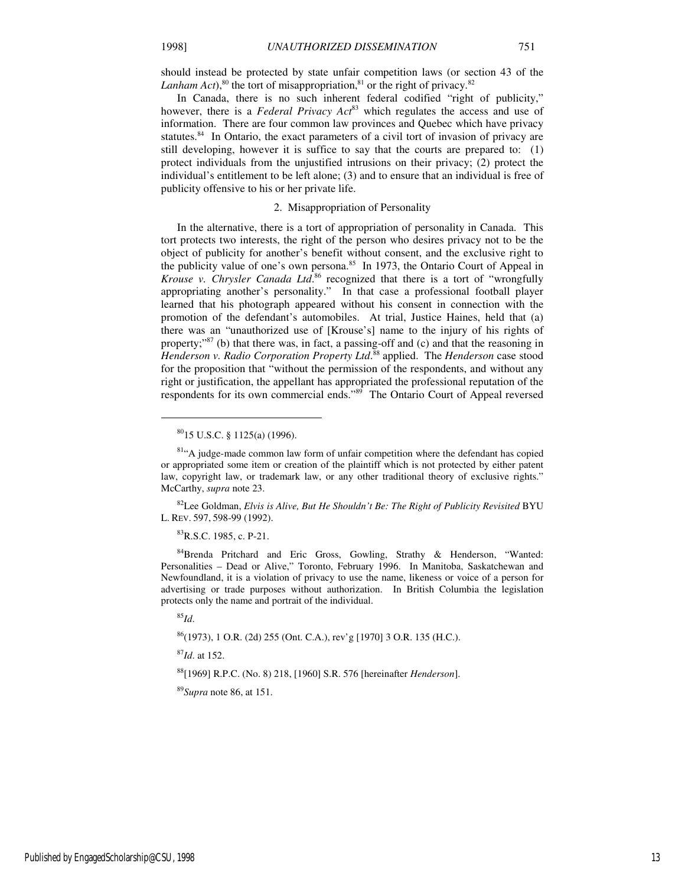should instead be protected by state unfair competition laws (or section 43 of the *Lanham Act*),[80] the tort of misappropriation,[81] or the right of privacy.[82]

In Canada, there is no such inherent federal codified "right of publicity," however, there is a *Federal Privacy Act*[83] which regulates the access and use of information. There are four common law provinces and Quebec which have privacy statutes.[84] In Ontario, the exact parameters of a civil tort of invasion of privacy are still developing, however it is suffice to say that the courts are prepared to: (1) protect individuals from the unjustified intrusions on their privacy; (2) protect the individual's entitlement to be left alone; (3) and to ensure that an individual is free of publicity offensive to his or her private life.

### 2. Misappropriation of Personality

In the alternative, there is a tort of appropriation of personality in Canada. This tort protects two interests, the right of the person who desires privacy not to be the object of publicity for another's benefit without consent, and the exclusive right to the publicity value of one's own persona.[85] In 1973, the Ontario Court of Appeal in *Krouse v. Chrysler Canada Ltd.*[86] recognized that there is a tort of "wrongfully appropriating another's personality." In that case a professional football player learned that his photograph appeared without his consent in connection with the promotion of the defendant's automobiles. At trial, Justice Haines, held that (a) there was an "unauthorized use of [Krouse's] name to the injury of his rights of property;"[87] (b) that there was, in fact, a passing-off and (c) and that the reasoning in *Henderson v. Radio Corporation Property Ltd.*[88] applied. The *Henderson* case stood for the proposition that "without the permission of the respondents, and without any right or justification, the appellant has appropriated the professional reputation of the respondents for its own commercial ends."[89] The Ontario Court of Appeal reversed

---

[80] 15 U.S.C. § 1125(a) (1996).

[81] "A judge-made common law form of unfair competition where the defendant has copied or appropriated some item or creation of the plaintiff which is not protected by either patent law, copyright law, or trademark law, or any other traditional theory of exclusive rights." McCarthy, *supra* note 23.

[82] Lee Goldman, *Elvis is Alive, But He Shouldn't Be: The Right of Publicity Revisited* BYU L. REV. 597, 598-99 (1992).

[83] R.S.C. 1985, c. P-21.

[84] Brenda Pritchard and Eric Gross, Gowling, Strathy & Henderson, "Wanted: Personalities – Dead or Alive," Toronto, February 1996. In Manitoba, Saskatchewan and Newfoundland, it is a violation of privacy to use the name, likeness or voice of a person for advertising or trade purposes without authorization. In British Columbia the legislation protects only the name and portrait of the individual.

[85] *Id.*

[86] (1973), 1 O.R. (2d) 255 (Ont. C.A.), rev'g [1970] 3 O.R. 135 (H.C.).

[87] *Id.* at 152.

[88] [1969] R.P.C. (No. 8) 218, [1960] S.R. 576 [hereinafter *Henderson*].

[89] *Supra* note 86, at 151.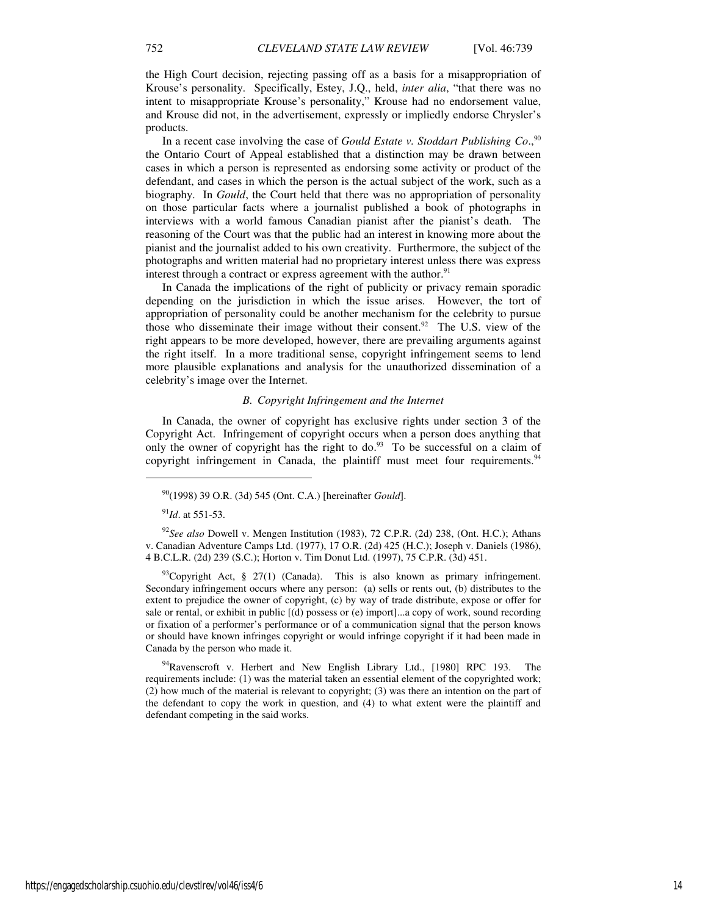the High Court decision, rejecting passing off as a basis for a misappropriation of Krouse's personality. Specifically, Estey, J.Q., held, *inter alia*, "that there was no intent to misappropriate Krouse's personality," Krouse had no endorsement value, and Krouse did not, in the advertisement, expressly or impliedly endorse Chrysler's products.

In a recent case involving the case of *Gould Estate v. Stoddart Publishing Co*.,[90] the Ontario Court of Appeal established that a distinction may be drawn between cases in which a person is represented as endorsing some activity or product of the defendant, and cases in which the person is the actual subject of the work, such as a biography. In *Gould*, the Court held that there was no appropriation of personality on those particular facts where a journalist published a book of photographs in interviews with a world famous Canadian pianist after the pianist's death. The reasoning of the Court was that the public had an interest in knowing more about the pianist and the journalist added to his own creativity. Furthermore, the subject of the photographs and written material had no proprietary interest unless there was express interest through a contract or express agreement with the author.[91]

In Canada the implications of the right of publicity or privacy remain sporadic depending on the jurisdiction in which the issue arises. However, the tort of appropriation of personality could be another mechanism for the celebrity to pursue those who disseminate their image without their consent.[92] The U.S. view of the right appears to be more developed, however, there are prevailing arguments against the right itself. In a more traditional sense, copyright infringement seems to lend more plausible explanations and analysis for the unauthorized dissemination of a celebrity's image over the Internet.

### *B. Copyright Infringement and the Internet*

In Canada, the owner of copyright has exclusive rights under section 3 of the Copyright Act. Infringement of copyright occurs when a person does anything that only the owner of copyright has the right to do.[93] To be successful on a claim of copyright infringement in Canada, the plaintiff must meet four requirements.[94]

---

[90](1998) 39 O.R. (3d) 545 (Ont. C.A.) [hereinafter *Gould*].

[91]*Id*. at 551-53.

[92]*See also* Dowell v. Mengen Institution (1983), 72 C.P.R. (2d) 238, (Ont. H.C.); Athans v. Canadian Adventure Camps Ltd. (1977), 17 O.R. (2d) 425 (H.C.); Joseph v. Daniels (1986), 4 B.C.L.R. (2d) 239 (S.C.); Horton v. Tim Donut Ltd. (1997), 75 C.P.R. (3d) 451.

[93]Copyright Act, § 27(1) (Canada). This is also known as primary infringement. Secondary infringement occurs where any person: (a) sells or rents out, (b) distributes to the extent to prejudice the owner of copyright, (c) by way of trade distribute, expose or offer for sale or rental, or exhibit in public [(d) possess or (e) import]...a copy of work, sound recording or fixation of a performer's performance or of a communication signal that the person knows or should have known infringes copyright or would infringe copyright if it had been made in Canada by the person who made it.

[94]Ravenscroft v. Herbert and New English Library Ltd., [1980] RPC 193. The requirements include: (1) was the material taken an essential element of the copyrighted work; (2) how much of the material is relevant to copyright; (3) was there an intention on the part of the defendant to copy the work in question, and (4) to what extent were the plaintiff and defendant competing in the said works.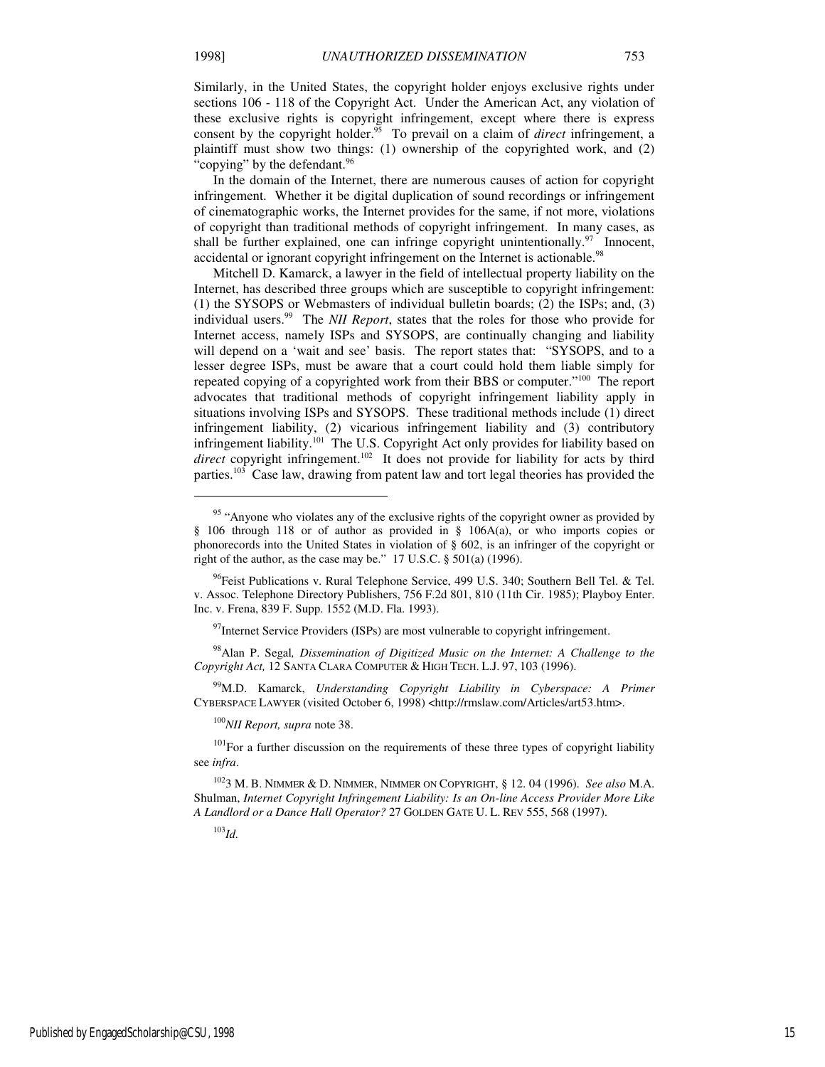Similarly, in the United States, the copyright holder enjoys exclusive rights under sections 106 - 118 of the Copyright Act. Under the American Act, any violation of these exclusive rights is copyright infringement, except where there is express consent by the copyright holder.[95] To prevail on a claim of *direct* infringement, a plaintiff must show two things: (1) ownership of the copyrighted work, and (2) "copying" by the defendant.[96]

In the domain of the Internet, there are numerous causes of action for copyright infringement. Whether it be digital duplication of sound recordings or infringement of cinematographic works, the Internet provides for the same, if not more, violations of copyright than traditional methods of copyright infringement. In many cases, as shall be further explained, one can infringe copyright unintentionally.[97] Innocent, accidental or ignorant copyright infringement on the Internet is actionable.[98]

Mitchell D. Kamarck, a lawyer in the field of intellectual property liability on the Internet, has described three groups which are susceptible to copyright infringement: (1) the SYSOPS or Webmasters of individual bulletin boards; (2) the ISPs; and, (3) individual users.[99] The *NII Report*, states that the roles for those who provide for Internet access, namely ISPs and SYSOPS, are continually changing and liability will depend on a 'wait and see' basis. The report states that: "SYSOPS, and to a lesser degree ISPs, must be aware that a court could hold them liable simply for repeated copying of a copyrighted work from their BBS or computer."[100] The report advocates that traditional methods of copyright infringement liability apply in situations involving ISPs and SYSOPS. These traditional methods include (1) direct infringement liability, (2) vicarious infringement liability and (3) contributory infringement liability.[101] The U.S. Copyright Act only provides for liability based on *direct* copyright infringement.[102] It does not provide for liability for acts by third parties.[103] Case law, drawing from patent law and tort legal theories has provided the

---

[95] "Anyone who violates any of the exclusive rights of the copyright owner as provided by § 106 through 118 or of author as provided in § 106A(a), or who imports copies or phonorecords into the United States in violation of § 602, is an infringer of the copyright or right of the author, as the case may be." 17 U.S.C. § 501(a) (1996).

[96] Feist Publications v. Rural Telephone Service, 499 U.S. 340; Southern Bell Tel. & Tel. v. Assoc. Telephone Directory Publishers, 756 F.2d 801, 810 (11th Cir. 1985); Playboy Enter. Inc. v. Frena, 839 F. Supp. 1552 (M.D. Fla. 1993).

[97] Internet Service Providers (ISPs) are most vulnerable to copyright infringement.

[98] Alan P. Segal*, Dissemination of Digitized Music on the Internet: A Challenge to the Copyright Act,* 12 SANTA CLARA COMPUTER & HIGH TECH. L.J. 97, 103 (1996).

[99] M.D. Kamarck, *Understanding Copyright Liability in Cyberspace: A Primer* CYBERSPACE LAWYER (visited October 6, 1998) <http://rmslaw.com/Articles/art53.htm>.

[100] *NII Report, supra* note 38.

[101] For a further discussion on the requirements of these three types of copyright liability see *infra*.

[102] 3 M. B. NIMMER & D. NIMMER, NIMMER ON COPYRIGHT, § 12. 04 (1996). *See also* M.A. Shulman, *Internet Copyright Infringement Liability: Is an On-line Access Provider More Like A Landlord or a Dance Hall Operator?* 27 GOLDEN GATE U. L. REV 555, 568 (1997).

[103] *Id.*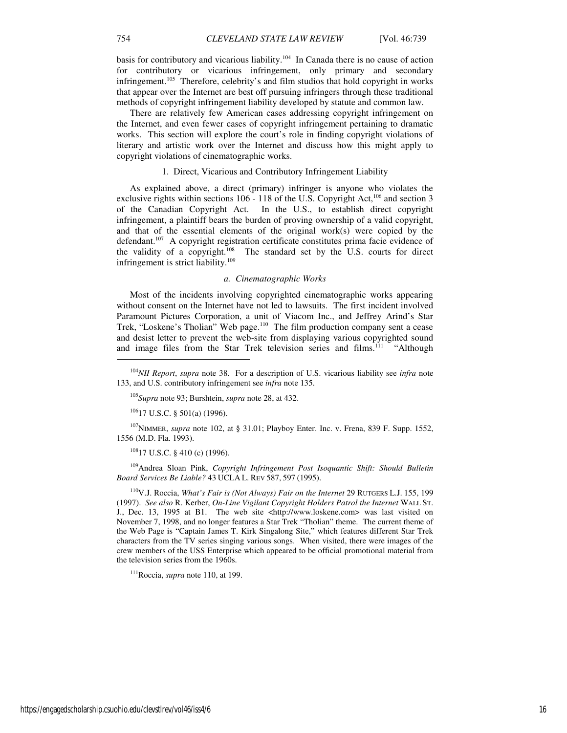basis for contributory and vicarious liability.[104] In Canada there is no cause of action for contributory or vicarious infringement, only primary and secondary infringement.[105] Therefore, celebrity's and film studios that hold copyright in works that appear over the Internet are best off pursuing infringers through these traditional methods of copyright infringement liability developed by statute and common law.

There are relatively few American cases addressing copyright infringement on the Internet, and even fewer cases of copyright infringement pertaining to dramatic works. This section will explore the court's role in finding copyright violations of literary and artistic work over the Internet and discuss how this might apply to copyright violations of cinematographic works.

### 1. Direct, Vicarious and Contributory Infringement Liability

As explained above, a direct (primary) infringer is anyone who violates the exclusive rights within sections 106 - 118 of the U.S. Copyright Act,[106] and section 3 of the Canadian Copyright Act. In the U.S., to establish direct copyright infringement, a plaintiff bears the burden of proving ownership of a valid copyright, and that of the essential elements of the original work(s) were copied by the defendant.[107] A copyright registration certificate constitutes prima facie evidence of the validity of a copyright.[108] The standard set by the U.S. courts for direct infringement is strict liability.[109]

#### *a. Cinematographic Works*

Most of the incidents involving copyrighted cinematographic works appearing without consent on the Internet have not led to lawsuits. The first incident involved Paramount Pictures Corporation, a unit of Viacom Inc., and Jeffrey Arind's Star Trek, "Loskene's Tholian" Web page.[110] The film production company sent a cease and desist letter to prevent the web-site from displaying various copyrighted sound and image files from the Star Trek television series and films.[111] "Although

---

[104]*NII Report*, *supra* note 38. For a description of U.S. vicarious liability see *infra* note 133, and U.S. contributory infringement see *infra* note 135.

[105]*Supra* note 93; Burshtein, *supra* note 28, at 432.

[106]17 U.S.C. § 501(a) (1996).

[107]NIMMER, *supra* note 102, at § 31.01; Playboy Enter. Inc. v. Frena, 839 F. Supp. 1552, 1556 (M.D. Fla. 1993).

[108]17 U.S.C. § 410 (c) (1996).

[109]Andrea Sloan Pink, *Copyright Infringement Post Isoquantic Shift: Should Bulletin Board Services Be Liable?* 43 UCLA L. REV 587, 597 (1995).

[110]V.J. Roccia, *What's Fair is (Not Always) Fair on the Internet* 29 RUTGERS L.J. 155, 199 (1997). *See also* R. Kerber, *On-Line Vigilant Copyright Holders Patrol the Internet* WALL ST. J., Dec. 13, 1995 at B1. The web site <http://www.loskene.com> was last visited on November 7, 1998, and no longer features a Star Trek "Tholian" theme. The current theme of the Web Page is "Captain James T. Kirk Singalong Site," which features different Star Trek characters from the TV series singing various songs. When visited, there were images of the crew members of the USS Enterprise which appeared to be official promotional material from the television series from the 1960s.

[111]Roccia, *supra* note 110, at 199.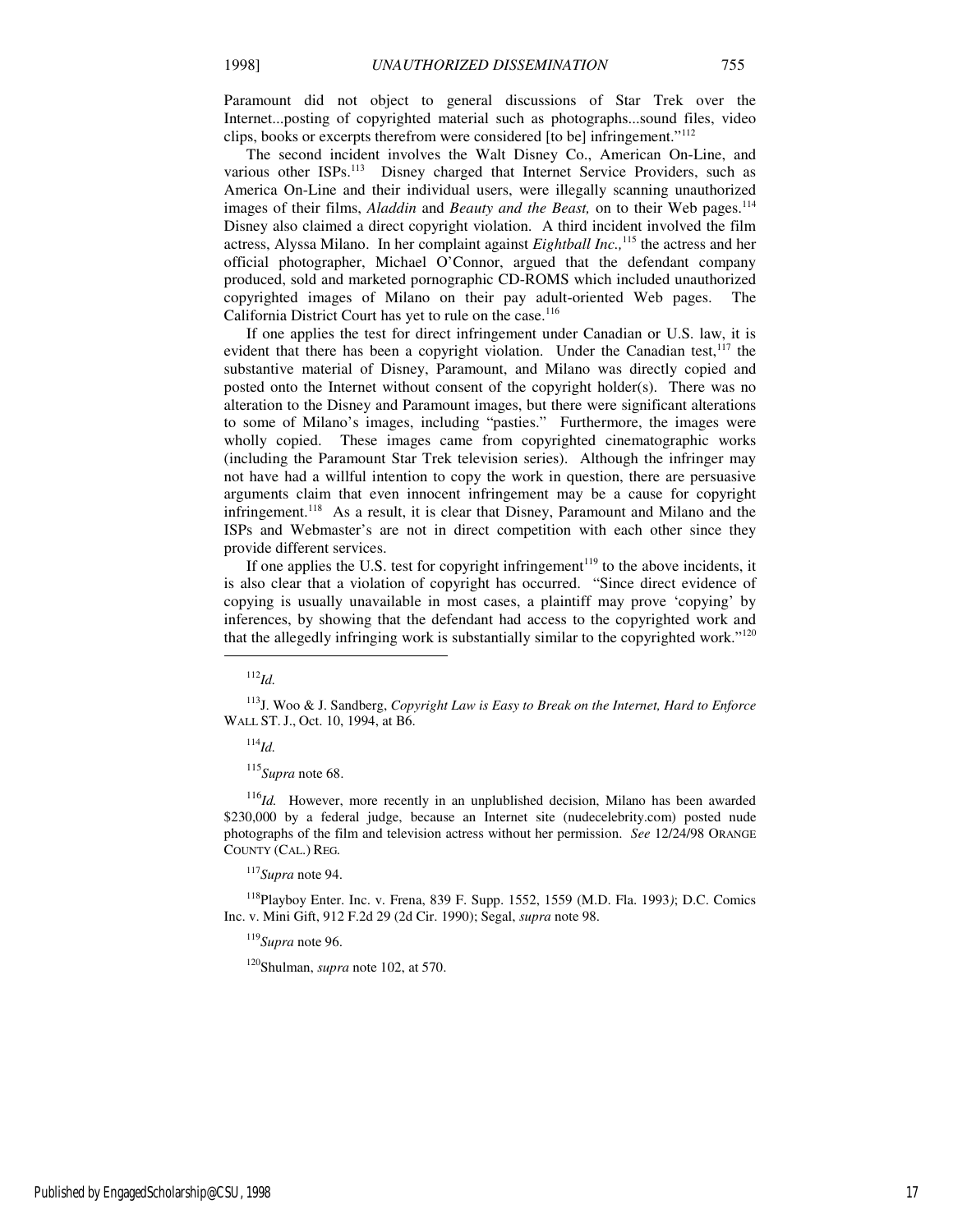Paramount did not object to general discussions of Star Trek over the Internet...posting of copyrighted material such as photographs...sound files, video clips, books or excerpts therefrom were considered [to be] infringement."[112]

The second incident involves the Walt Disney Co., American On-Line, and various other ISPs.[113] Disney charged that Internet Service Providers, such as America On-Line and their individual users, were illegally scanning unauthorized images of their films, *Aladdin* and *Beauty and the Beast,* on to their Web pages.[114] Disney also claimed a direct copyright violation. A third incident involved the film actress, Alyssa Milano. In her complaint against *Eightball Inc.,*[115] the actress and her official photographer, Michael O'Connor, argued that the defendant company produced, sold and marketed pornographic CD-ROMS which included unauthorized copyrighted images of Milano on their pay adult-oriented Web pages. The California District Court has yet to rule on the case.[116]

If one applies the test for direct infringement under Canadian or U.S. law, it is evident that there has been a copyright violation. Under the Canadian test,[117] the substantive material of Disney, Paramount, and Milano was directly copied and posted onto the Internet without consent of the copyright holder(s). There was no alteration to the Disney and Paramount images, but there were significant alterations to some of Milano's images, including "pasties." Furthermore, the images were wholly copied. These images came from copyrighted cinematographic works (including the Paramount Star Trek television series). Although the infringer may not have had a willful intention to copy the work in question, there are persuasive arguments claim that even innocent infringement may be a cause for copyright infringement.[118] As a result, it is clear that Disney, Paramount and Milano and the ISPs and Webmaster's are not in direct competition with each other since they provide different services.

If one applies the U.S. test for copyright infringement[119] to the above incidents, it is also clear that a violation of copyright has occurred. "Since direct evidence of copying is usually unavailable in most cases, a plaintiff may prove 'copying' by inferences, by showing that the defendant had access to the copyrighted work and that the allegedly infringing work is substantially similar to the copyrighted work."[120]

---

[112] *Id.*

[113] J. Woo & J. Sandberg, *Copyright Law is Easy to Break on the Internet, Hard to Enforce* WALL ST. J., Oct. 10, 1994, at B6.

[114] *Id.*

[115] *Supra* note 68.

[116] *Id.* However, more recently in an unplublished decision, Milano has been awarded $230,000 by a federal judge, because an Internet site (nudecelebrity.com) posted nude photographs of the film and television actress without her permission. *See* 12/24/98 ORANGE COUNTY (CAL.) REG.

[117] *Supra* note 94.

[118] Playboy Enter. Inc. v. Frena, 839 F. Supp. 1552, 1559 (M.D. Fla. 1993); D.C. Comics Inc. v. Mini Gift, 912 F.2d 29 (2d Cir. 1990); Segal, *supra* note 98.

[119] *Supra* note 96.

[120] Shulman, *supra* note 102, at 570.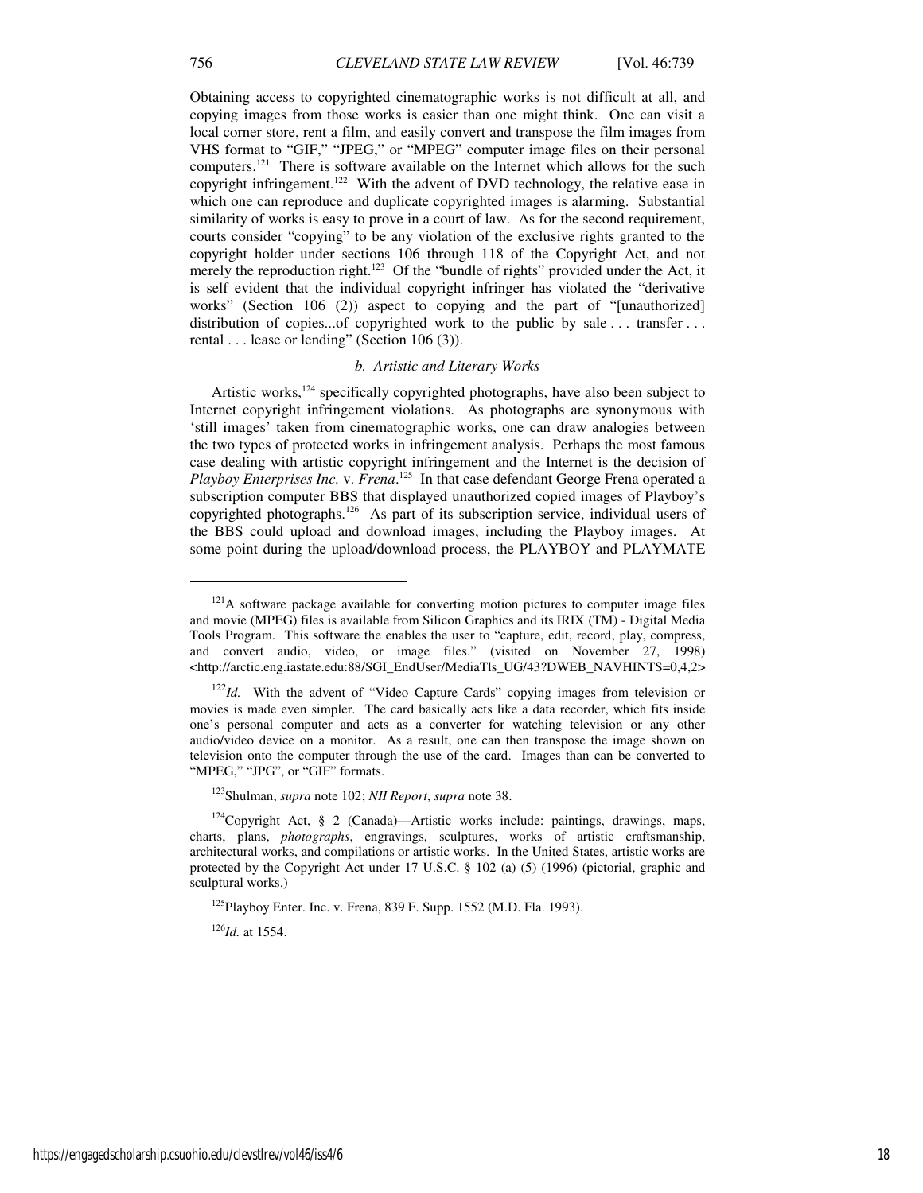Obtaining access to copyrighted cinematographic works is not difficult at all, and copying images from those works is easier than one might think. One can visit a local corner store, rent a film, and easily convert and transpose the film images from VHS format to "GIF," "JPEG," or "MPEG" computer image files on their personal computers.[121] There is software available on the Internet which allows for the such copyright infringement.[122] With the advent of DVD technology, the relative ease in which one can reproduce and duplicate copyrighted images is alarming. Substantial similarity of works is easy to prove in a court of law. As for the second requirement, courts consider "copying" to be any violation of the exclusive rights granted to the copyright holder under sections 106 through 118 of the Copyright Act, and not merely the reproduction right.[123] Of the "bundle of rights" provided under the Act, it is self evident that the individual copyright infringer has violated the "derivative works" (Section 106 (2)) aspect to copying and the part of "[unauthorized] distribution of copies...of copyrighted work to the public by sale . . . transfer . . . rental . . . lease or lending" (Section 106 (3)).

#### *b. Artistic and Literary Works*

Artistic works,[124] specifically copyrighted photographs, have also been subject to Internet copyright infringement violations. As photographs are synonymous with 'still images' taken from cinematographic works, one can draw analogies between the two types of protected works in infringement analysis. Perhaps the most famous case dealing with artistic copyright infringement and the Internet is the decision of *Playboy Enterprises Inc.* v. *Frena*.[125] In that case defendant George Frena operated a subscription computer BBS that displayed unauthorized copied images of Playboy's copyrighted photographs.[126] As part of its subscription service, individual users of the BBS could upload and download images, including the Playboy images. At some point during the upload/download process, the PLAYBOY and PLAYMATE

---

[121] A software package available for converting motion pictures to computer image files and movie (MPEG) files is available from Silicon Graphics and its IRIX (TM) - Digital Media Tools Program. This software the enables the user to "capture, edit, record, play, compress, and convert audio, video, or image files." (visited on November 27, 1998) <http://arctic.eng.iastate.edu:88/SGI_EndUser/MediaTls_UG/43?DWEB_NAVHINTS=0,4,2>

[122] *Id.* With the advent of "Video Capture Cards" copying images from television or movies is made even simpler. The card basically acts like a data recorder, which fits inside one's personal computer and acts as a converter for watching television or any other audio/video device on a monitor. As a result, one can then transpose the image shown on television onto the computer through the use of the card. Images than can be converted to "MPEG," "JPG", or "GIF" formats.

[123] Shulman, *supra* note 102; *NII Report*, *supra* note 38.

[124] Copyright Act, § 2 (Canada)—Artistic works include: paintings, drawings, maps, charts, plans, *photographs*, engravings, sculptures, works of artistic craftsmanship, architectural works, and compilations or artistic works. In the United States, artistic works are protected by the Copyright Act under 17 U.S.C. § 102 (a) (5) (1996) (pictorial, graphic and sculptural works.)

[125] Playboy Enter. Inc. v. Frena, 839 F. Supp. 1552 (M.D. Fla. 1993).

[126] *Id.* at 1554.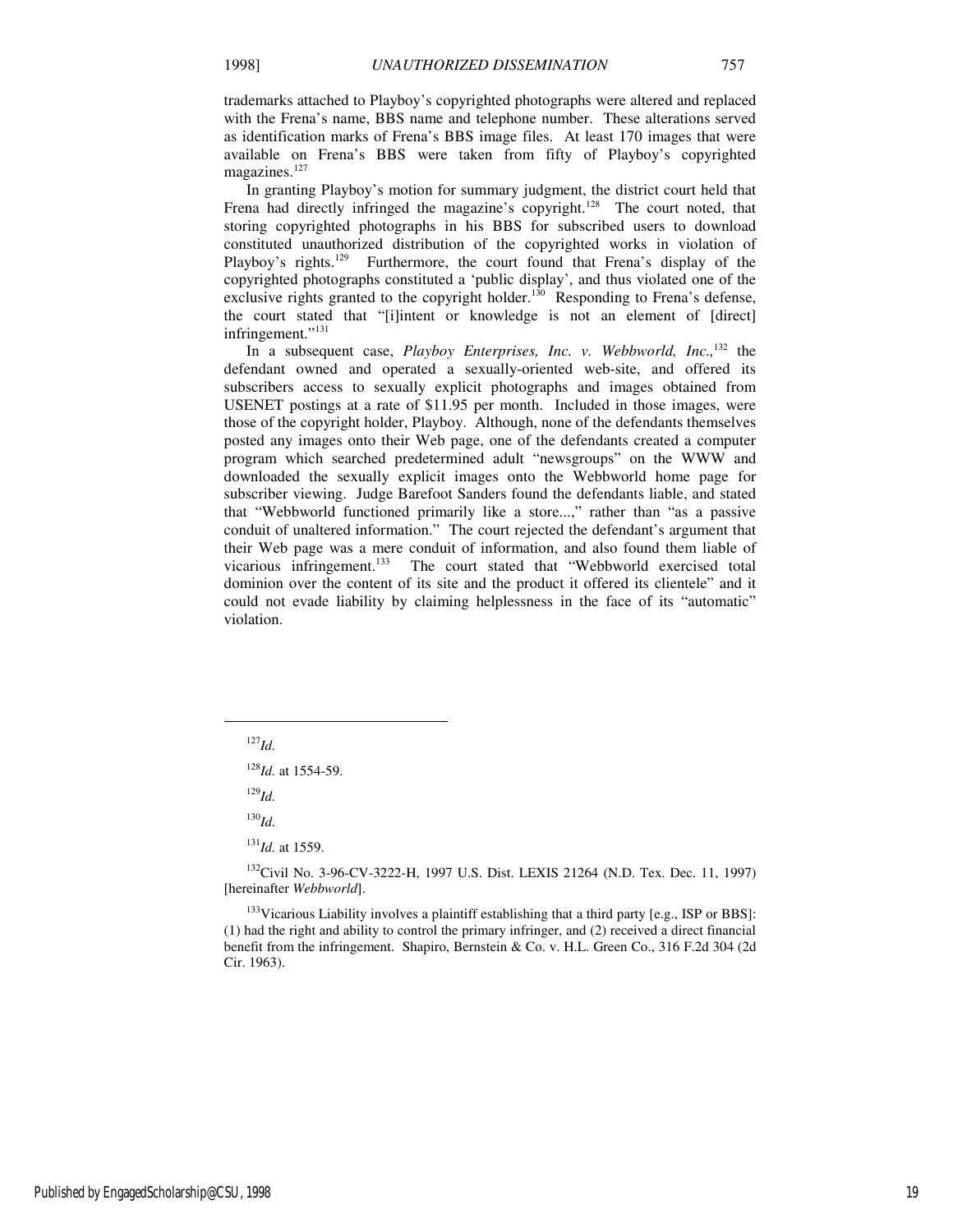trademarks attached to Playboy's copyrighted photographs were altered and replaced with the Frena's name, BBS name and telephone number. These alterations served as identification marks of Frena's BBS image files. At least 170 images that were available on Frena's BBS were taken from fifty of Playboy's copyrighted magazines.[127]

In granting Playboy's motion for summary judgment, the district court held that Frena had directly infringed the magazine's copyright.[128] The court noted, that storing copyrighted photographs in his BBS for subscribed users to download constituted unauthorized distribution of the copyrighted works in violation of Playboy's rights.[129] Furthermore, the court found that Frena's display of the copyrighted photographs constituted a 'public display', and thus violated one of the exclusive rights granted to the copyright holder.[130] Responding to Frena's defense, the court stated that "[i]intent or knowledge is not an element of [direct] infringement."[131]

In a subsequent case, *Playboy Enterprises, Inc. v. Webbworld, Inc.,*[132] the defendant owned and operated a sexually-oriented web-site, and offered its subscribers access to sexually explicit photographs and images obtained from USENET postings at a rate of $11.95 per month. Included in those images, were those of the copyright holder, Playboy. Although, none of the defendants themselves posted any images onto their Web page, one of the defendants created a computer program which searched predetermined adult "newsgroups" on the WWW and downloaded the sexually explicit images onto the Webbworld home page for subscriber viewing. Judge Barefoot Sanders found the defendants liable, and stated that "Webbworld functioned primarily like a store...," rather than "as a passive conduit of unaltered information." The court rejected the defendant's argument that their Web page was a mere conduit of information, and also found them liable of vicarious infringement.[133] The court stated that "Webbworld exercised total dominion over the content of its site and the product it offered its clientele" and it could not evade liability by claiming helplessness in the face of its "automatic" violation.

---

[127]*Id.*

[128]*Id.* at 1554-59.

[129]*Id.*

[130]*Id.*

[131]*Id.* at 1559.

[132]Civil No. 3-96-CV-3222-H, 1997 U.S. Dist. LEXIS 21264 (N.D. Tex. Dec. 11, 1997) [hereinafter *Webbworld*].

[133]Vicarious Liability involves a plaintiff establishing that a third party [e.g., ISP or BBS]: (1) had the right and ability to control the primary infringer, and (2) received a direct financial benefit from the infringement. Shapiro, Bernstein & Co. v. H.L. Green Co., 316 F.2d 304 (2d Cir. 1963).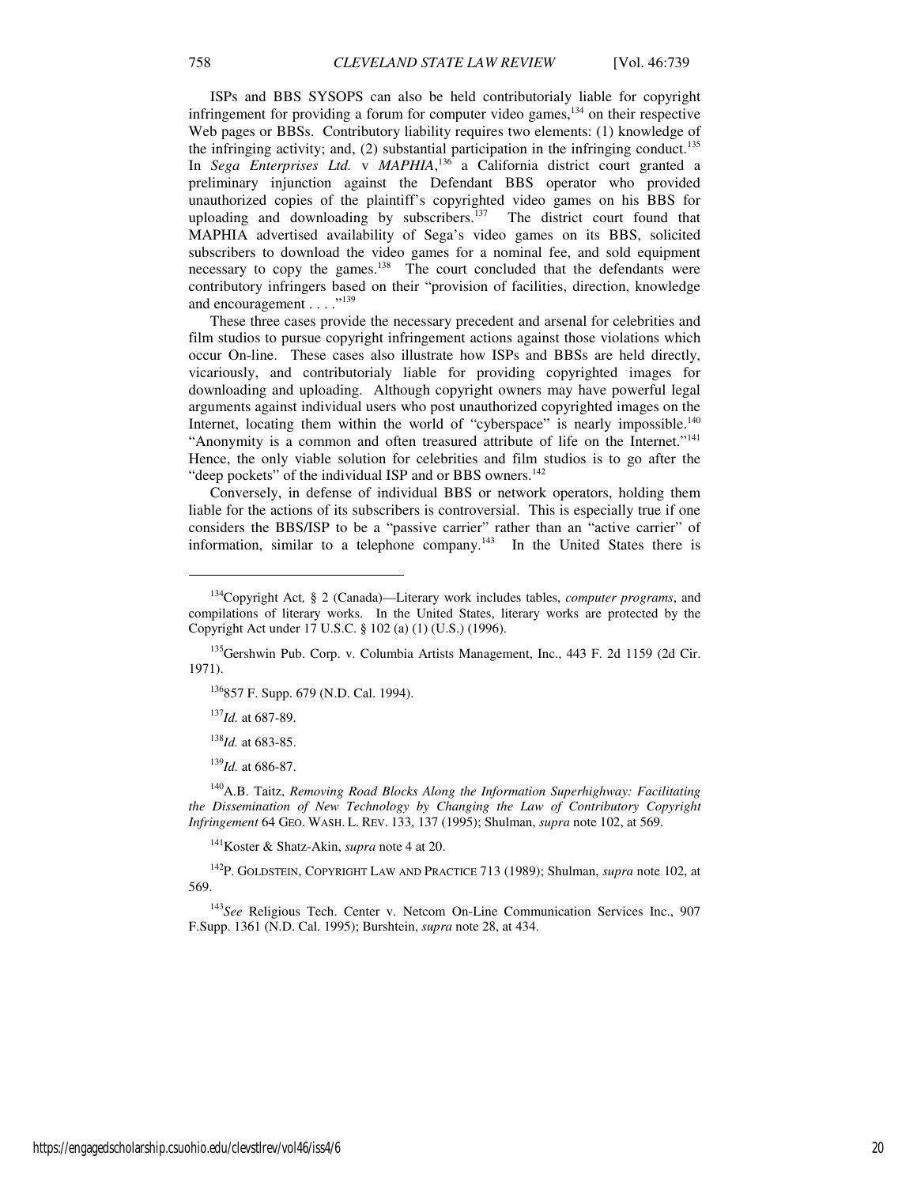ISPs and BBS SYSOPS can also be held contributorialy liable for copyright infringement for providing a forum for computer video games,[134] on their respective Web pages or BBSs. Contributory liability requires two elements: (1) knowledge of the infringing activity; and, (2) substantial participation in the infringing conduct.[135] In *Sega Enterprises Ltd.* v *MAPHIA*,[136] a California district court granted a preliminary injunction against the Defendant BBS operator who provided unauthorized copies of the plaintiff's copyrighted video games on his BBS for uploading and downloading by subscribers.[137] The district court found that MAPHIA advertised availability of Sega's video games on its BBS, solicited subscribers to download the video games for a nominal fee, and sold equipment necessary to copy the games.[138] The court concluded that the defendants were contributory infringers based on their "provision of facilities, direction, knowledge and encouragement . . . ."[139]

These three cases provide the necessary precedent and arsenal for celebrities and film studios to pursue copyright infringement actions against those violations which occur On-line. These cases also illustrate how ISPs and BBSs are held directly, vicariously, and contributorialy liable for providing copyrighted images for downloading and uploading. Although copyright owners may have powerful legal arguments against individual users who post unauthorized copyrighted images on the Internet, locating them within the world of "cyberspace" is nearly impossible.[140] "Anonymity is a common and often treasured attribute of life on the Internet."[141] Hence, the only viable solution for celebrities and film studios is to go after the "deep pockets" of the individual ISP and or BBS owners.[142]

Conversely, in defense of individual BBS or network operators, holding them liable for the actions of its subscribers is controversial. This is especially true if one considers the BBS/ISP to be a "passive carrier" rather than an "active carrier" of information, similar to a telephone company.[143] In the United States there is

---

[134] Copyright Act, § 2 (Canada)—Literary work includes tables, *computer programs*, and compilations of literary works. In the United States, literary works are protected by the Copyright Act under 17 U.S.C. § 102 (a) (1) (U.S.) (1996).

[135] Gershwin Pub. Corp. v. Columbia Artists Management, Inc., 443 F. 2d 1159 (2d Cir. 1971).

[136] 857 F. Supp. 679 (N.D. Cal. 1994).

[137] *Id.* at 687-89.

[138] *Id.* at 683-85.

[139] *Id.* at 686-87.

[140] A.B. Taitz, *Removing Road Blocks Along the Information Superhighway: Facilitating the Dissemination of New Technology by Changing the Law of Contributory Copyright Infringement* 64 GEO. WASH. L. REV. 133, 137 (1995); Shulman, *supra* note 102, at 569.

[141] Koster & Shatz-Akin, *supra* note 4 at 20.

[142] P. GOLDSTEIN, COPYRIGHT LAW AND PRACTICE 713 (1989); Shulman, *supra* note 102, at 569.

[143] *See* Religious Tech. Center v. Netcom On-Line Communication Services Inc., 907 F.Supp. 1361 (N.D. Cal. 1995); Burshtein, *supra* note 28, at 434.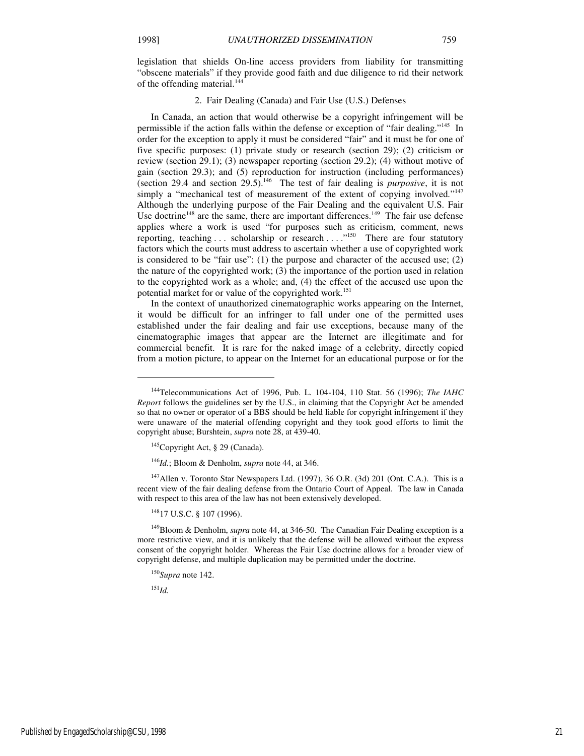legislation that shields On-line access providers from liability for transmitting "obscene materials" if they provide good faith and due diligence to rid their network of the offending material.[144]

### 2. Fair Dealing (Canada) and Fair Use (U.S.) Defenses

In Canada, an action that would otherwise be a copyright infringement will be permissible if the action falls within the defense or exception of "fair dealing."[145] In order for the exception to apply it must be considered "fair" and it must be for one of five specific purposes: (1) private study or research (section 29); (2) criticism or review (section 29.1); (3) newspaper reporting (section 29.2); (4) without motive of gain (section 29.3); and (5) reproduction for instruction (including performances) (section 29.4 and section 29.5).[146] The test of fair dealing is *purposive*, it is not simply a "mechanical test of measurement of the extent of copying involved."[147] Although the underlying purpose of the Fair Dealing and the equivalent U.S. Fair Use doctrine[148] are the same, there are important differences.[149] The fair use defense applies where a work is used "for purposes such as criticism, comment, news reporting, teaching . . . scholarship or research . . . ."[150] There are four statutory factors which the courts must address to ascertain whether a use of copyrighted work is considered to be "fair use": (1) the purpose and character of the accused use; (2) the nature of the copyrighted work; (3) the importance of the portion used in relation to the copyrighted work as a whole; and, (4) the effect of the accused use upon the potential market for or value of the copyrighted work.[151]

In the context of unauthorized cinematographic works appearing on the Internet, it would be difficult for an infringer to fall under one of the permitted uses established under the fair dealing and fair use exceptions, because many of the cinematographic images that appear are the Internet are illegitimate and for commercial benefit. It is rare for the naked image of a celebrity, directly copied from a motion picture, to appear on the Internet for an educational purpose or for the

---

[144]Telecommunications Act of 1996, Pub. L. 104-104, 110 Stat. 56 (1996); *The IAHC Report* follows the guidelines set by the U.S., in claiming that the Copyright Act be amended so that no owner or operator of a BBS should be held liable for copyright infringement if they were unaware of the material offending copyright and they took good efforts to limit the copyright abuse; Burshtein, *supra* note 28, at 439-40.

[145]Copyright Act, § 29 (Canada).

[146]*Id.*; Bloom & Denholm, *supra* note 44, at 346.

[147]Allen v. Toronto Star Newspapers Ltd. (1997), 36 O.R. (3d) 201 (Ont. C.A.). This is a recent view of the fair dealing defense from the Ontario Court of Appeal. The law in Canada with respect to this area of the law has not been extensively developed.

[148]17 U.S.C. § 107 (1996).

[149]Bloom & Denholm, *supra* note 44, at 346-50. The Canadian Fair Dealing exception is a more restrictive view, and it is unlikely that the defense will be allowed without the express consent of the copyright holder. Whereas the Fair Use doctrine allows for a broader view of copyright defense, and multiple duplication may be permitted under the doctrine.

[150]*Supra* note 142.

[151]*Id.*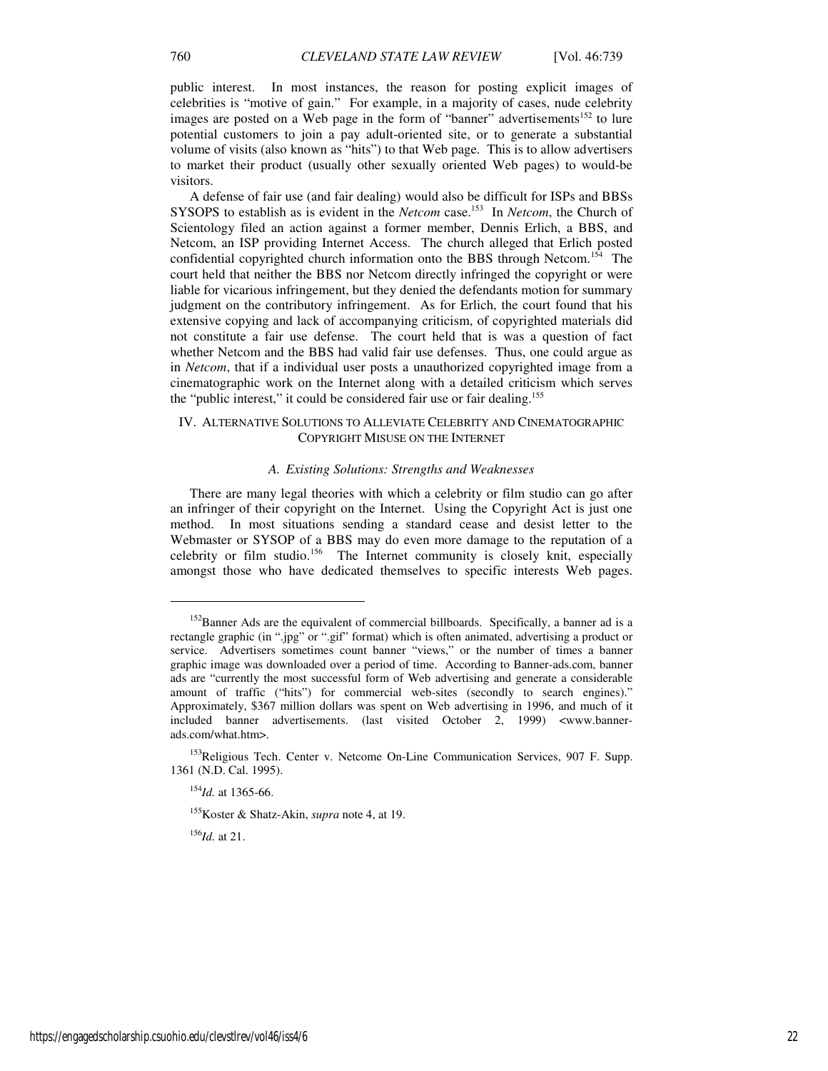public interest. In most instances, the reason for posting explicit images of celebrities is "motive of gain." For example, in a majority of cases, nude celebrity images are posted on a Web page in the form of "banner" advertisements[152] to lure potential customers to join a pay adult-oriented site, or to generate a substantial volume of visits (also known as "hits") to that Web page. This is to allow advertisers to market their product (usually other sexually oriented Web pages) to would-be visitors.

A defense of fair use (and fair dealing) would also be difficult for ISPs and BBSs SYSOPS to establish as is evident in the *Netcom* case.[153] In *Netcom*, the Church of Scientology filed an action against a former member, Dennis Erlich, a BBS, and Netcom, an ISP providing Internet Access. The church alleged that Erlich posted confidential copyrighted church information onto the BBS through Netcom.[154] The court held that neither the BBS nor Netcom directly infringed the copyright or were liable for vicarious infringement, but they denied the defendants motion for summary judgment on the contributory infringement. As for Erlich, the court found that his extensive copying and lack of accompanying criticism, of copyrighted materials did not constitute a fair use defense. The court held that is was a question of fact whether Netcom and the BBS had valid fair use defenses. Thus, one could argue as in *Netcom*, that if a individual user posts a unauthorized copyrighted image from a cinematographic work on the Internet along with a detailed criticism which serves the "public interest," it could be considered fair use or fair dealing.[155]

## IV. Alternative Solutions to Alleviate Celebrity and Cinematographic Copyright Misuse on the Internet

### *A. Existing Solutions: Strengths and Weaknesses*

There are many legal theories with which a celebrity or film studio can go after an infringer of their copyright on the Internet. Using the Copyright Act is just one method. In most situations sending a standard cease and desist letter to the Webmaster or SYSOP of a BBS may do even more damage to the reputation of a celebrity or film studio.[156] The Internet community is closely knit, especially amongst those who have dedicated themselves to specific interests Web pages.

---

[152]Banner Ads are the equivalent of commercial billboards. Specifically, a banner ad is a rectangle graphic (in ".jpg" or ".gif" format) which is often animated, advertising a product or service. Advertisers sometimes count banner "views," or the number of times a banner graphic image was downloaded over a period of time. According to Banner-ads.com, banner ads are "currently the most successful form of Web advertising and generate a considerable amount of traffic ("hits") for commercial web-sites (secondly to search engines)." Approximately, $367 million dollars was spent on Web advertising in 1996, and much of it included banner advertisements. (last visited October 2, 1999) <www.banner-ads.com/what.htm>.

[153]Religious Tech. Center v. Netcome On-Line Communication Services, 907 F. Supp. 1361 (N.D. Cal. 1995).

[154]*Id.* at 1365-66.

[155]Koster & Shatz-Akin, *supra* note 4, at 19.

[156]*Id.* at 21.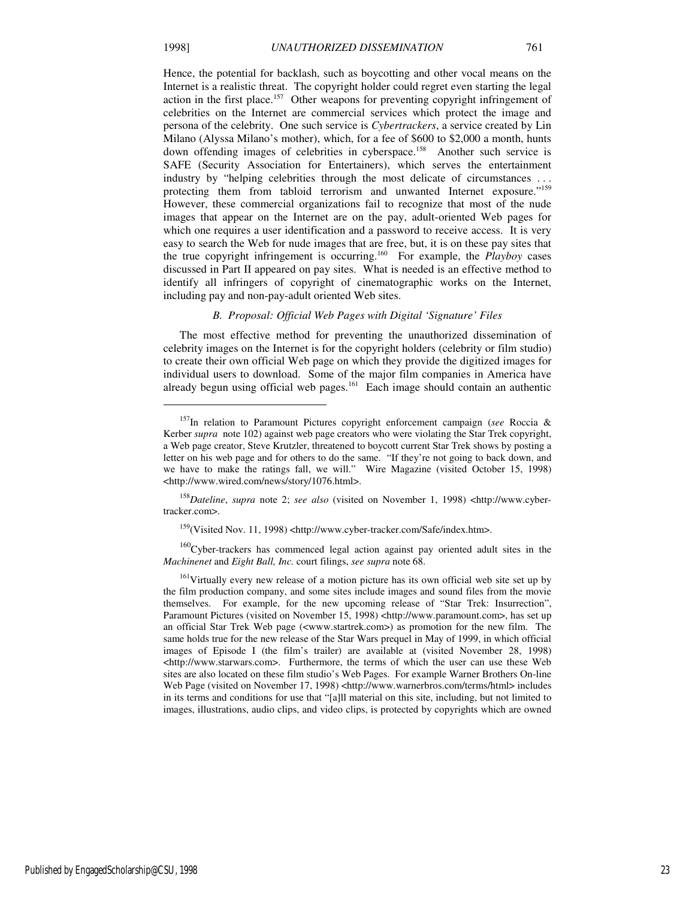Hence, the potential for backlash, such as boycotting and other vocal means on the Internet is a realistic threat. The copyright holder could regret even starting the legal action in the first place.[157] Other weapons for preventing copyright infringement of celebrities on the Internet are commercial services which protect the image and persona of the celebrity. One such service is *Cybertrackers*, a service created by Lin Milano (Alyssa Milano's mother), which, for a fee of $600 to $2,000 a month, hunts down offending images of celebrities in cyberspace.[158] Another such service is SAFE (Security Association for Entertainers), which serves the entertainment industry by "helping celebrities through the most delicate of circumstances . . . protecting them from tabloid terrorism and unwanted Internet exposure."[159] However, these commercial organizations fail to recognize that most of the nude images that appear on the Internet are on the pay, adult-oriented Web pages for which one requires a user identification and a password to receive access. It is very easy to search the Web for nude images that are free, but, it is on these pay sites that the true copyright infringement is occurring.[160] For example, the *Playboy* cases discussed in Part II appeared on pay sites. What is needed is an effective method to identify all infringers of copyright of cinematographic works on the Internet, including pay and non-pay-adult oriented Web sites.

### *B. Proposal: Official Web Pages with Digital 'Signature' Files*

The most effective method for preventing the unauthorized dissemination of celebrity images on the Internet is for the copyright holders (celebrity or film studio) to create their own official Web page on which they provide the digitized images for individual users to download. Some of the major film companies in America have already begun using official web pages.[161] Each image should contain an authentic

---

[157]In relation to Paramount Pictures copyright enforcement campaign (*see* Roccia & Kerber *supra* note 102) against web page creators who were violating the Star Trek copyright, a Web page creator, Steve Krutzler, threatened to boycott current Star Trek shows by posting a letter on his web page and for others to do the same. "If they're not going to back down, and we have to make the ratings fall, we will." Wire Magazine (visited October 15, 1998) <http://www.wired.com/news/story/1076.html>.

[158]*Dateline*, *supra* note 2; *see also* (visited on November 1, 1998) <http://www.cyber-tracker.com>.

[159](Visited Nov. 11, 1998) <http://www.cyber-tracker.com/Safe/index.htm>.

[160]Cyber-trackers has commenced legal action against pay oriented adult sites in the *Machinenet* and *Eight Ball, Inc.* court filings, *see supra* note 68.

[161]Virtually every new release of a motion picture has its own official web site set up by the film production company, and some sites include images and sound files from the movie themselves. For example, for the new upcoming release of "Star Trek: Insurrection", Paramount Pictures (visited on November 15, 1998) <http://www.paramount.com>, has set up an official Star Trek Web page (<www.startrek.com>) as promotion for the new film. The same holds true for the new release of the Star Wars prequel in May of 1999, in which official images of Episode I (the film's trailer) are available at (visited November 28, 1998) <http://www.starwars.com>. Furthermore, the terms of which the user can use these Web sites are also located on these film studio's Web Pages. For example Warner Brothers On-line Web Page (visited on November 17, 1998) <http://www.warnerbros.com/terms/html> includes in its terms and conditions for use that "[a]ll material on this site, including, but not limited to images, illustrations, audio clips, and video clips, is protected by copyrights which are owned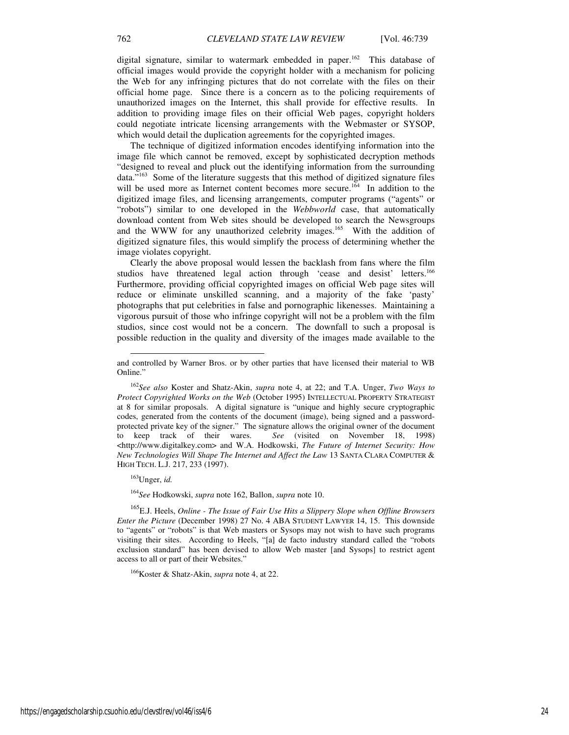digital signature, similar to watermark embedded in paper.[162] This database of official images would provide the copyright holder with a mechanism for policing the Web for any infringing pictures that do not correlate with the files on their official home page. Since there is a concern as to the policing requirements of unauthorized images on the Internet, this shall provide for effective results. In addition to providing image files on their official Web pages, copyright holders could negotiate intricate licensing arrangements with the Webmaster or SYSOP, which would detail the duplication agreements for the copyrighted images.

The technique of digitized information encodes identifying information into the image file which cannot be removed, except by sophisticated decryption methods "designed to reveal and pluck out the identifying information from the surrounding data."[163] Some of the literature suggests that this method of digitized signature files will be used more as Internet content becomes more secure.[164] In addition to the digitized image files, and licensing arrangements, computer programs ("agents" or "robots") similar to one developed in the *Webbworld* case, that automatically download content from Web sites should be developed to search the Newsgroups and the WWW for any unauthorized celebrity images.[165] With the addition of digitized signature files, this would simplify the process of determining whether the image violates copyright.

Clearly the above proposal would lessen the backlash from fans where the film studios have threatened legal action through 'cease and desist' letters.[166] Furthermore, providing official copyrighted images on official Web page sites will reduce or eliminate unskilled scanning, and a majority of the fake 'pasty' photographs that put celebrities in false and pornographic likenesses. Maintaining a vigorous pursuit of those who infringe copyright will not be a problem with the film studios, since cost would not be a concern. The downfall to such a proposal is possible reduction in the quality and diversity of the images made available to the

---

and controlled by Warner Bros. or by other parties that have licensed their material to WB Online."

[162] *See also* Koster and Shatz-Akin, *supra* note 4, at 22; and T.A. Unger, *Two Ways to Protect Copyrighted Works on the Web* (October 1995) INTELLECTUAL PROPERTY STRATEGIST at 8 for similar proposals. A digital signature is "unique and highly secure cryptographic codes, generated from the contents of the document (image), being signed and a password-protected private key of the signer." The signature allows the original owner of the document to keep track of their wares. *See* (visited on November 18, 1998) <http://www.digitalkey.com> and W.A. Hodkowski, *The Future of Internet Security: How New Technologies Will Shape The Internet and Affect the Law* 13 SANTA CLARA COMPUTER & HIGH TECH. L.J. 217, 233 (1997).

[163] Unger, *id.*

[164] *See* Hodkowski, *supra* note 162, Ballon, *supra* note 10.

[165] E.J. Heels, *Online - The Issue of Fair Use Hits a Slippery Slope when Offline Browsers Enter the Picture* (December 1998) 27 No. 4 ABA STUDENT LAWYER 14, 15. This downside to "agents" or "robots" is that Web masters or Sysops may not wish to have such programs visiting their sites. According to Heels, "[a] de facto industry standard called the "robots exclusion standard" has been devised to allow Web master [and Sysops] to restrict agent access to all or part of their Websites."

[166] Koster & Shatz-Akin, *supra* note 4, at 22.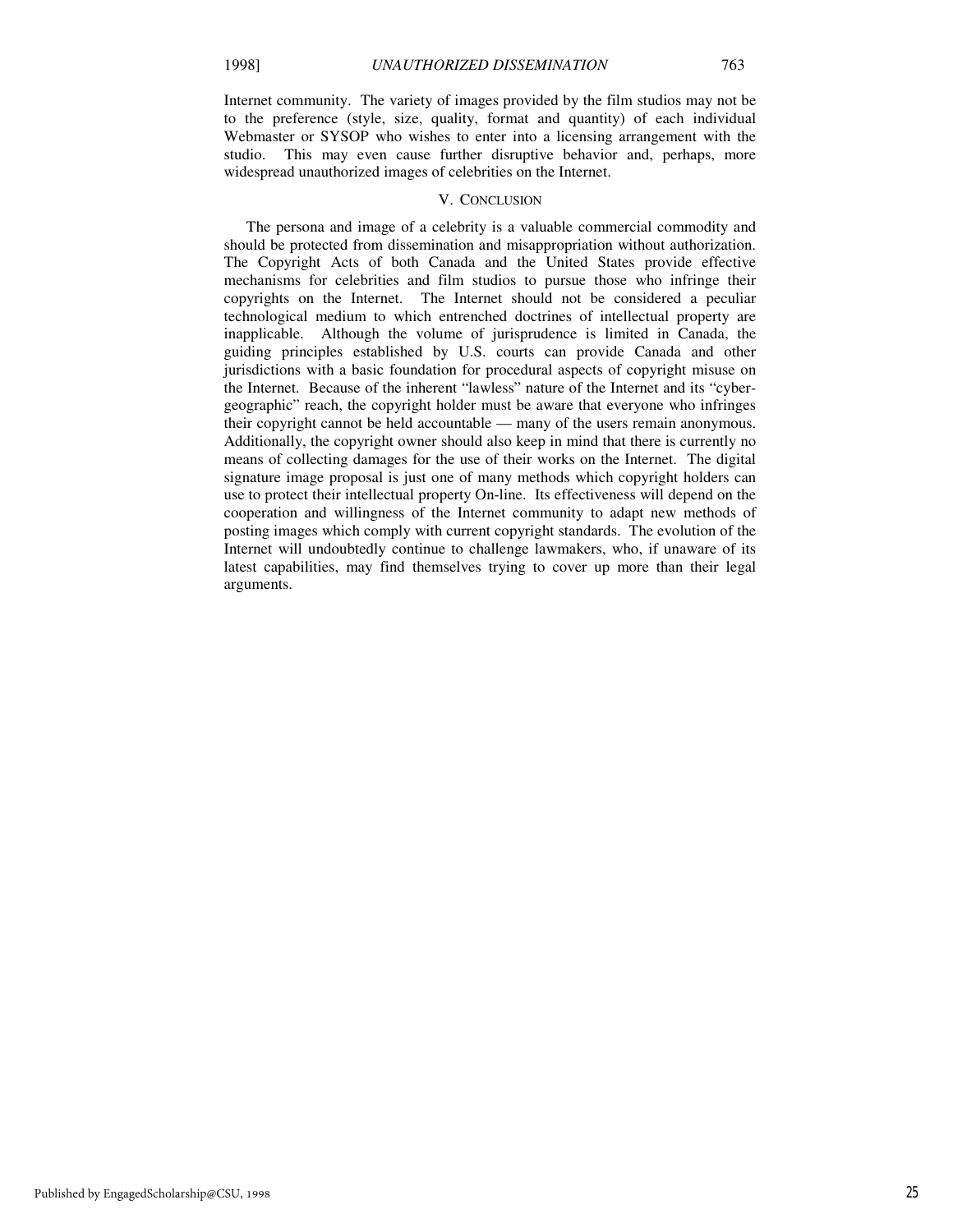Internet community. The variety of images provided by the film studios may not be to the preference (style, size, quality, format and quantity) of each individual Webmaster or SYSOP who wishes to enter into a licensing arrangement with the studio. This may even cause further disruptive behavior and, perhaps, more widespread unauthorized images of celebrities on the Internet.

## V. CONCLUSION

The persona and image of a celebrity is a valuable commercial commodity and should be protected from dissemination and misappropriation without authorization. The Copyright Acts of both Canada and the United States provide effective mechanisms for celebrities and film studios to pursue those who infringe their copyrights on the Internet. The Internet should not be considered a peculiar technological medium to which entrenched doctrines of intellectual property are inapplicable. Although the volume of jurisprudence is limited in Canada, the guiding principles established by U.S. courts can provide Canada and other jurisdictions with a basic foundation for procedural aspects of copyright misuse on the Internet. Because of the inherent "lawless" nature of the Internet and its "cyber-geographic" reach, the copyright holder must be aware that everyone who infringes their copyright cannot be held accountable — many of the users remain anonymous. Additionally, the copyright owner should also keep in mind that there is currently no means of collecting damages for the use of their works on the Internet. The digital signature image proposal is just one of many methods which copyright holders can use to protect their intellectual property On-line. Its effectiveness will depend on the cooperation and willingness of the Internet community to adapt new methods of posting images which comply with current copyright standards. The evolution of the Internet will undoubtedly continue to challenge lawmakers, who, if unaware of its latest capabilities, may find themselves trying to cover up more than their legal arguments.